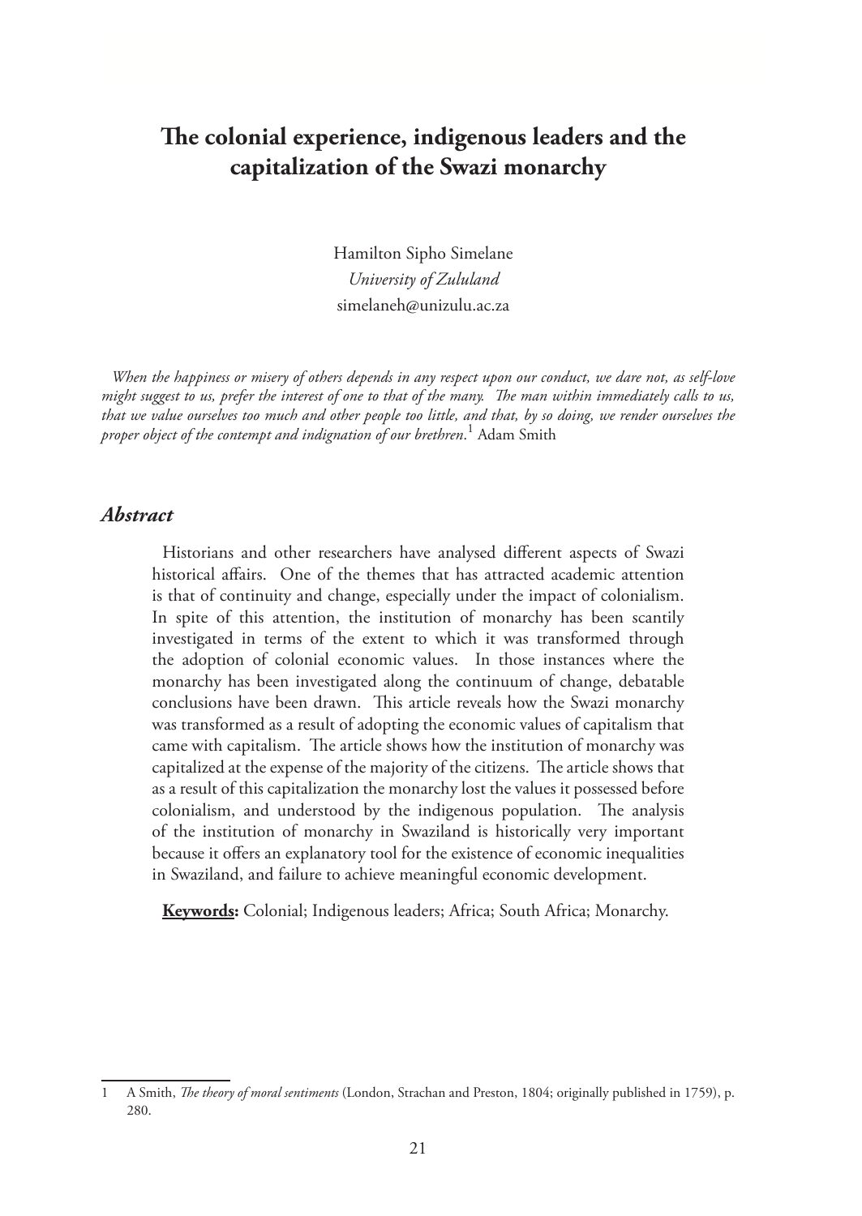# The colonial experience, indigenous leaders and the capitalization of the Swazi monarchy

Hamilton Sipho Simelane
*University of Zululand*
simelaneh@unizulu.ac.za

*When the happiness or misery of others depends in any respect upon our conduct, we dare not, as self-love might suggest to us, prefer the interest of one to that of the many. The man within immediately calls to us, that we value ourselves too much and other people too little, and that, by so doing, we render ourselves the proper object of the contempt and indignation of our brethren.*[1] Adam Smith

## *Abstract*

Historians and other researchers have analysed different aspects of Swazi historical affairs. One of the themes that has attracted academic attention is that of continuity and change, especially under the impact of colonialism. In spite of this attention, the institution of monarchy has been scantily investigated in terms of the extent to which it was transformed through the adoption of colonial economic values. In those instances where the monarchy has been investigated along the continuum of change, debatable conclusions have been drawn. This article reveals how the Swazi monarchy was transformed as a result of adopting the economic values of capitalism that came with capitalism. The article shows how the institution of monarchy was capitalized at the expense of the majority of the citizens. The article shows that as a result of this capitalization the monarchy lost the values it possessed before colonialism, and understood by the indigenous population. The analysis of the institution of monarchy in Swaziland is historically very important because it offers an explanatory tool for the existence of economic inequalities in Swaziland, and failure to achieve meaningful economic development.

**Keywords:** Colonial; Indigenous leaders; Africa; South Africa; Monarchy.

---

1 A Smith, *The theory of moral sentiments* (London, Strachan and Preston, 1804; originally published in 1759), p. 280.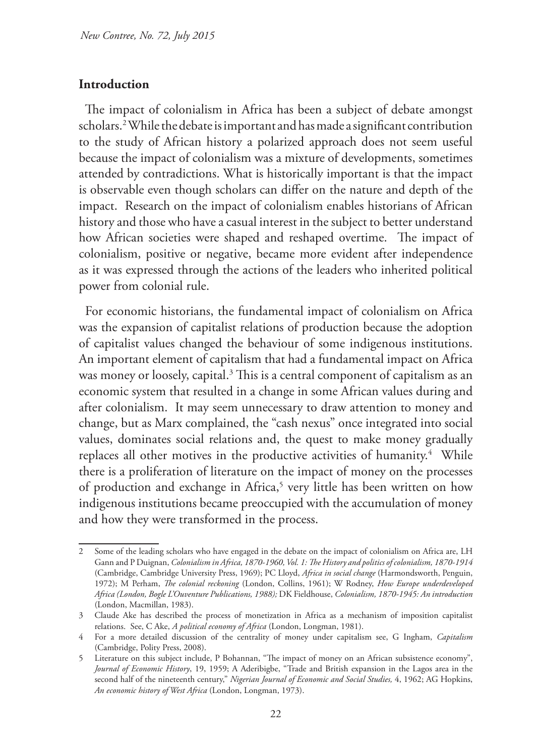## Introduction

The impact of colonialism in Africa has been a subject of debate amongst scholars.[2] While the debate is important and has made a significant contribution to the study of African history a polarized approach does not seem useful because the impact of colonialism was a mixture of developments, sometimes attended by contradictions. What is historically important is that the impact is observable even though scholars can differ on the nature and depth of the impact. Research on the impact of colonialism enables historians of African history and those who have a casual interest in the subject to better understand how African societies were shaped and reshaped overtime. The impact of colonialism, positive or negative, became more evident after independence as it was expressed through the actions of the leaders who inherited political power from colonial rule.

For economic historians, the fundamental impact of colonialism on Africa was the expansion of capitalist relations of production because the adoption of capitalist values changed the behaviour of some indigenous institutions. An important element of capitalism that had a fundamental impact on Africa was money or loosely, capital.[3] This is a central component of capitalism as an economic system that resulted in a change in some African values during and after colonialism. It may seem unnecessary to draw attention to money and change, but as Marx complained, the "cash nexus" once integrated into social values, dominates social relations and, the quest to make money gradually replaces all other motives in the productive activities of humanity.[4] While there is a proliferation of literature on the impact of money on the processes of production and exchange in Africa,[5] very little has been written on how indigenous institutions became preoccupied with the accumulation of money and how they were transformed in the process.

---

2 Some of the leading scholars who have engaged in the debate on the impact of colonialism on Africa are, LH Gann and P Duignan, *Colonialism in Africa, 1870-1960, Vol. 1: The History and politics of colonialism, 1870-1914* (Cambridge, Cambridge University Press, 1969); PC Lloyd, *Africa in social change* (Harmondsworth, Penguin, 1972); M Perham, *The colonial reckoning* (London, Collins, 1961); W Rodney, *How Europe underdeveloped Africa (London, Bogle L'Ouventure Publications, 1988);* DK Fieldhouse, *Colonialism, 1870-1945: An introduction* (London, Macmillan, 1983).

3 Claude Ake has described the process of monetization in Africa as a mechanism of imposition capitalist relations. See, C Ake, *A political economy of Africa* (London, Longman, 1981).

4 For a more detailed discussion of the centrality of money under capitalism see, G Ingham, *Capitalism* (Cambridge, Polity Press, 2008).

5 Literature on this subject include, P Bohannan, "The impact of money on an African subsistence economy", *Journal of Economic History*, 19, 1959; A Aderibigbe, "Trade and British expansion in the Lagos area in the second half of the nineteenth century," *Nigerian Journal of Economic and Social Studies,* 4, 1962; AG Hopkins, *An economic history of West Africa* (London, Longman, 1973).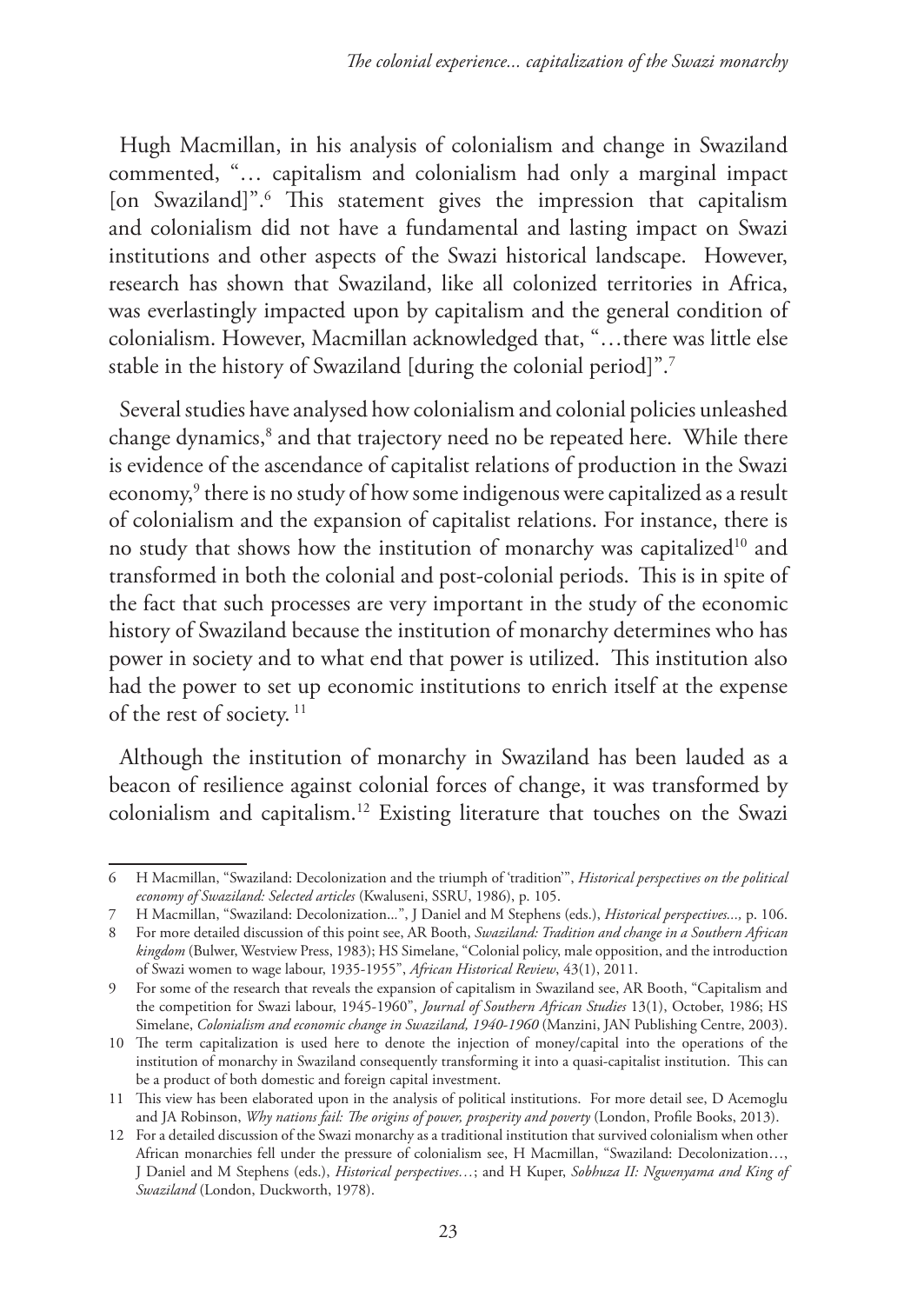Hugh Macmillan, in his analysis of colonialism and change in Swaziland commented, "… capitalism and colonialism had only a marginal impact [on Swaziland]".[6] This statement gives the impression that capitalism and colonialism did not have a fundamental and lasting impact on Swazi institutions and other aspects of the Swazi historical landscape. However, research has shown that Swaziland, like all colonized territories in Africa, was everlastingly impacted upon by capitalism and the general condition of colonialism. However, Macmillan acknowledged that, "…there was little else stable in the history of Swaziland [during the colonial period]".[7]

Several studies have analysed how colonialism and colonial policies unleashed change dynamics,[8] and that trajectory need no be repeated here. While there is evidence of the ascendance of capitalist relations of production in the Swazi economy,[9] there is no study of how some indigenous were capitalized as a result of colonialism and the expansion of capitalist relations. For instance, there is no study that shows how the institution of monarchy was capitalized[10] and transformed in both the colonial and post-colonial periods. This is in spite of the fact that such processes are very important in the study of the economic history of Swaziland because the institution of monarchy determines who has power in society and to what end that power is utilized. This institution also had the power to set up economic institutions to enrich itself at the expense of the rest of society.[11]

Although the institution of monarchy in Swaziland has been lauded as a beacon of resilience against colonial forces of change, it was transformed by colonialism and capitalism.[12] Existing literature that touches on the Swazi

---

6 H Macmillan, "Swaziland: Decolonization and the triumph of 'tradition'", *Historical perspectives on the political economy of Swaziland: Selected articles* (Kwaluseni, SSRU, 1986), p. 105.

7 H Macmillan, "Swaziland: Decolonization...", J Daniel and M Stephens (eds.), *Historical perspectives...*, p. 106.

8 For more detailed discussion of this point see, AR Booth, *Swaziland: Tradition and change in a Southern African kingdom* (Bulwer, Westview Press, 1983); HS Simelane, "Colonial policy, male opposition, and the introduction of Swazi women to wage labour, 1935-1955", *African Historical Review*, 43(1), 2011.

9 For some of the research that reveals the expansion of capitalism in Swaziland see, AR Booth, "Capitalism and the competition for Swazi labour, 1945-1960", *Journal of Southern African Studies* 13(1), October, 1986; HS Simelane, *Colonialism and economic change in Swaziland, 1940-1960* (Manzini, JAN Publishing Centre, 2003).

10 The term capitalization is used here to denote the injection of money/capital into the operations of the institution of monarchy in Swaziland consequently transforming it into a quasi-capitalist institution. This can be a product of both domestic and foreign capital investment.

11 This view has been elaborated upon in the analysis of political institutions. For more detail see, D Acemoglu and JA Robinson, *Why nations fail: The origins of power, prosperity and poverty* (London, Profile Books, 2013).

12 For a detailed discussion of the Swazi monarchy as a traditional institution that survived colonialism when other African monarchies fell under the pressure of colonialism see, H Macmillan, "Swaziland: Decolonization…, J Daniel and M Stephens (eds.), *Historical perspectives…*; and H Kuper, *Sobhuza II: Ngwenyama and King of Swaziland* (London, Duckworth, 1978).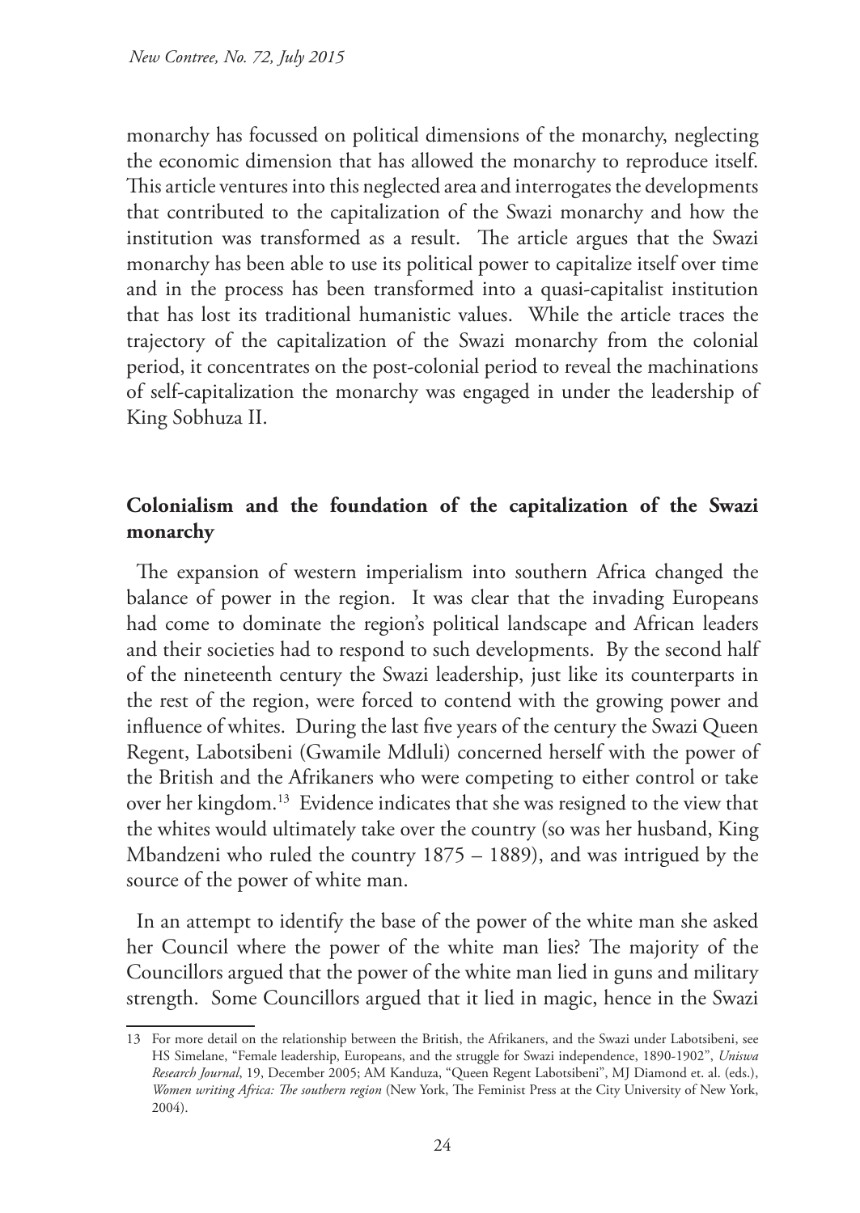monarchy has focussed on political dimensions of the monarchy, neglecting the economic dimension that has allowed the monarchy to reproduce itself. This article ventures into this neglected area and interrogates the developments that contributed to the capitalization of the Swazi monarchy and how the institution was transformed as a result. The article argues that the Swazi monarchy has been able to use its political power to capitalize itself over time and in the process has been transformed into a quasi-capitalist institution that has lost its traditional humanistic values. While the article traces the trajectory of the capitalization of the Swazi monarchy from the colonial period, it concentrates on the post-colonial period to reveal the machinations of self-capitalization the monarchy was engaged in under the leadership of King Sobhuza II.

## Colonialism and the foundation of the capitalization of the Swazi monarchy

The expansion of western imperialism into southern Africa changed the balance of power in the region. It was clear that the invading Europeans had come to dominate the region's political landscape and African leaders and their societies had to respond to such developments. By the second half of the nineteenth century the Swazi leadership, just like its counterparts in the rest of the region, were forced to contend with the growing power and influence of whites. During the last five years of the century the Swazi Queen Regent, Labotsibeni (Gwamile Mdluli) concerned herself with the power of the British and the Afrikaners who were competing to either control or take over her kingdom.[13] Evidence indicates that she was resigned to the view that the whites would ultimately take over the country (so was her husband, King Mbandzeni who ruled the country 1875 – 1889), and was intrigued by the source of the power of white man.

In an attempt to identify the base of the power of the white man she asked her Council where the power of the white man lies? The majority of the Councillors argued that the power of the white man lied in guns and military strength. Some Councillors argued that it lied in magic, hence in the Swazi

---

13 For more detail on the relationship between the British, the Afrikaners, and the Swazi under Labotsibeni, see HS Simelane, "Female leadership, Europeans, and the struggle for Swazi independence, 1890-1902", *Uniswa Research Journal*, 19, December 2005; AM Kanduza, "Queen Regent Labotsibeni", MJ Diamond et. al. (eds.), *Women writing Africa: The southern region* (New York, The Feminist Press at the City University of New York, 2004).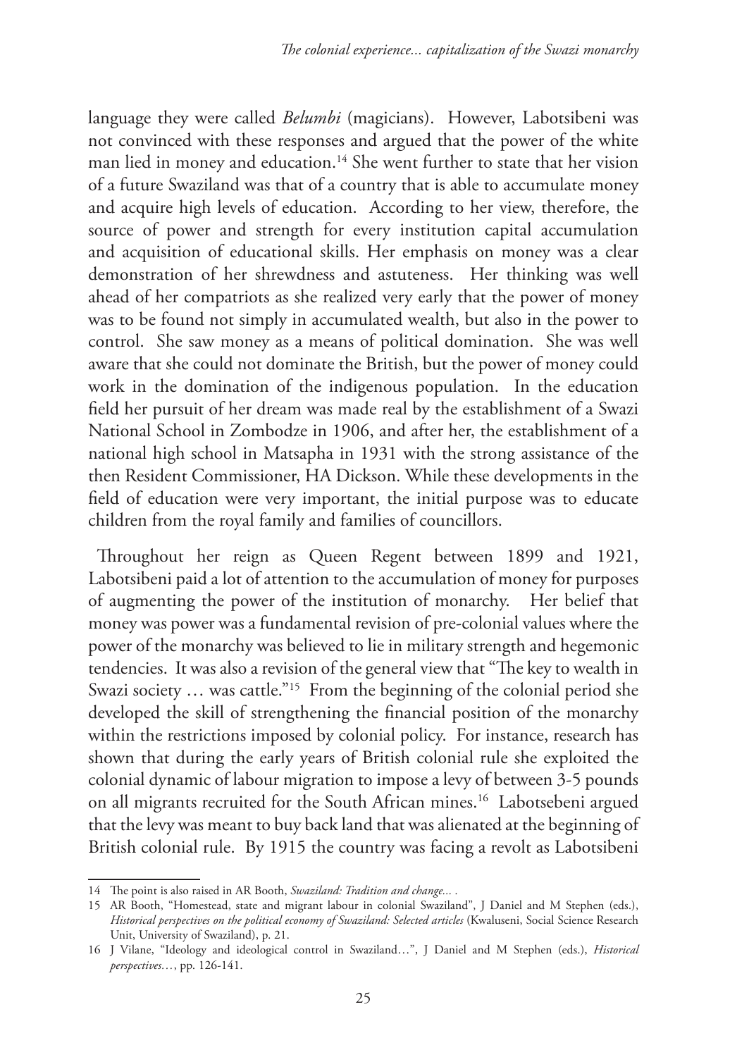language they were called *Belumbi* (magicians). However, Labotsibeni was not convinced with these responses and argued that the power of the white man lied in money and education.[14] She went further to state that her vision of a future Swaziland was that of a country that is able to accumulate money and acquire high levels of education. According to her view, therefore, the source of power and strength for every institution capital accumulation and acquisition of educational skills. Her emphasis on money was a clear demonstration of her shrewdness and astuteness. Her thinking was well ahead of her compatriots as she realized very early that the power of money was to be found not simply in accumulated wealth, but also in the power to control. She saw money as a means of political domination. She was well aware that she could not dominate the British, but the power of money could work in the domination of the indigenous population. In the education field her pursuit of her dream was made real by the establishment of a Swazi National School in Zombodze in 1906, and after her, the establishment of a national high school in Matsapha in 1931 with the strong assistance of the then Resident Commissioner, HA Dickson. While these developments in the field of education were very important, the initial purpose was to educate children from the royal family and families of councillors.

Throughout her reign as Queen Regent between 1899 and 1921, Labotsibeni paid a lot of attention to the accumulation of money for purposes of augmenting the power of the institution of monarchy. Her belief that money was power was a fundamental revision of pre-colonial values where the power of the monarchy was believed to lie in military strength and hegemonic tendencies. It was also a revision of the general view that "The key to wealth in Swazi society … was cattle."[15] From the beginning of the colonial period she developed the skill of strengthening the financial position of the monarchy within the restrictions imposed by colonial policy. For instance, research has shown that during the early years of British colonial rule she exploited the colonial dynamic of labour migration to impose a levy of between 3-5 pounds on all migrants recruited for the South African mines.[16] Labotsebeni argued that the levy was meant to buy back land that was alienated at the beginning of British colonial rule. By 1915 the country was facing a revolt as Labotsibeni

---

14 The point is also raised in AR Booth, *Swaziland: Tradition and change...* .

15 AR Booth, "Homestead, state and migrant labour in colonial Swaziland", J Daniel and M Stephen (eds.), *Historical perspectives on the political economy of Swaziland: Selected articles* (Kwaluseni, Social Science Research Unit, University of Swaziland), p. 21.

16 J Vilane, "Ideology and ideological control in Swaziland…", J Daniel and M Stephen (eds.), *Historical perspectives…*, pp. 126-141.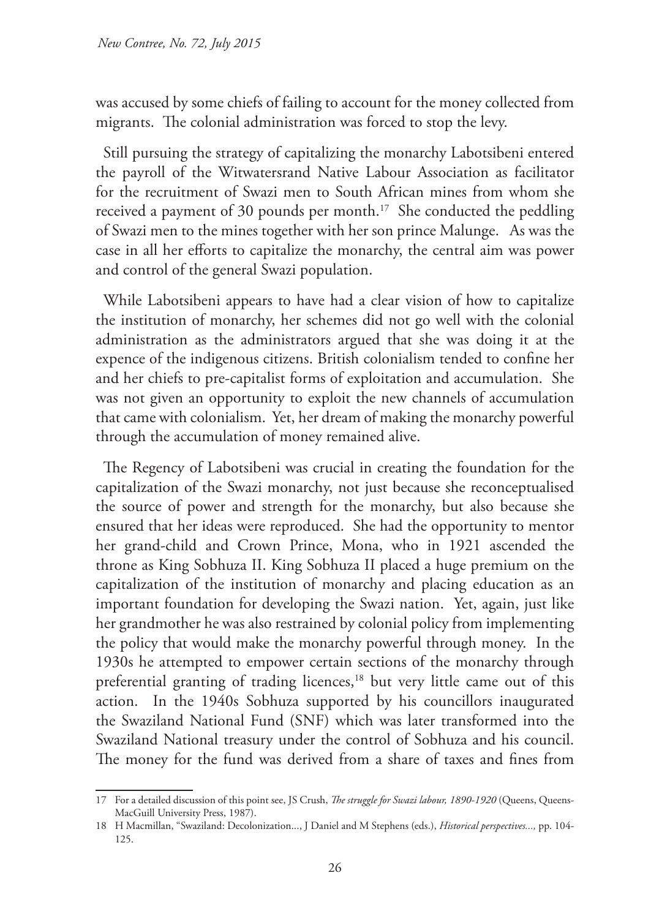was accused by some chiefs of failing to account for the money collected from migrants. The colonial administration was forced to stop the levy.

Still pursuing the strategy of capitalizing the monarchy Labotsibeni entered the payroll of the Witwatersrand Native Labour Association as facilitator for the recruitment of Swazi men to South African mines from whom she received a payment of 30 pounds per month.[17] She conducted the peddling of Swazi men to the mines together with her son prince Malunge. As was the case in all her efforts to capitalize the monarchy, the central aim was power and control of the general Swazi population.

While Labotsibeni appears to have had a clear vision of how to capitalize the institution of monarchy, her schemes did not go well with the colonial administration as the administrators argued that she was doing it at the expence of the indigenous citizens. British colonialism tended to confine her and her chiefs to pre-capitalist forms of exploitation and accumulation. She was not given an opportunity to exploit the new channels of accumulation that came with colonialism. Yet, her dream of making the monarchy powerful through the accumulation of money remained alive.

The Regency of Labotsibeni was crucial in creating the foundation for the capitalization of the Swazi monarchy, not just because she reconceptualised the source of power and strength for the monarchy, but also because she ensured that her ideas were reproduced. She had the opportunity to mentor her grand-child and Crown Prince, Mona, who in 1921 ascended the throne as King Sobhuza II. King Sobhuza II placed a huge premium on the capitalization of the institution of monarchy and placing education as an important foundation for developing the Swazi nation. Yet, again, just like her grandmother he was also restrained by colonial policy from implementing the policy that would make the monarchy powerful through money. In the 1930s he attempted to empower certain sections of the monarchy through preferential granting of trading licences,[18] but very little came out of this action. In the 1940s Sobhuza supported by his councillors inaugurated the Swaziland National Fund (SNF) which was later transformed into the Swaziland National treasury under the control of Sobhuza and his council. The money for the fund was derived from a share of taxes and fines from

---

17 For a detailed discussion of this point see, JS Crush, *The struggle for Swazi labour, 1890-1920* (Queens, Queens-MacGuill University Press, 1987).

18 H Macmillan, "Swaziland: Decolonization..., J Daniel and M Stephens (eds.), *Historical perspectives...,* pp. 104-125.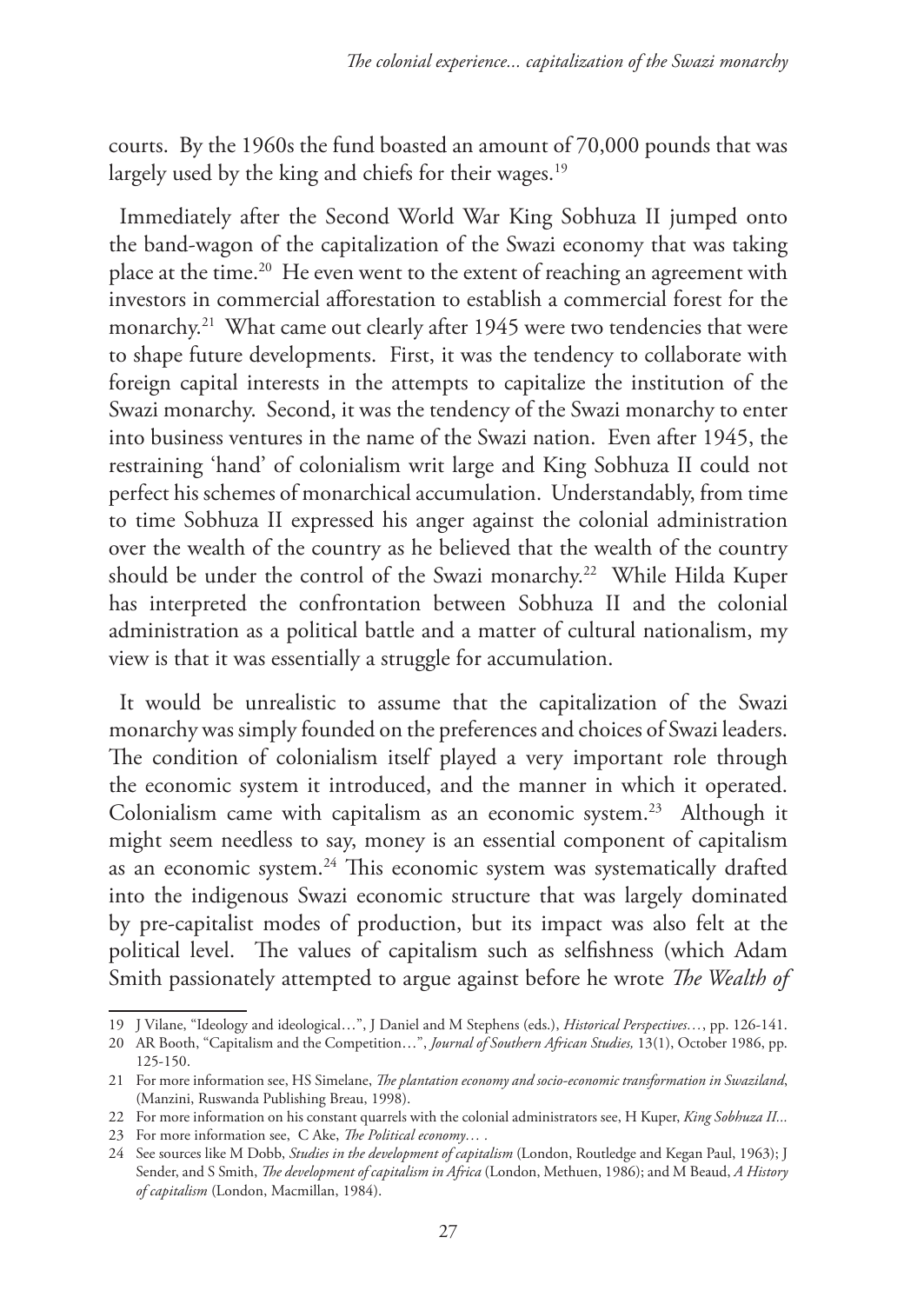courts. By the 1960s the fund boasted an amount of 70,000 pounds that was largely used by the king and chiefs for their wages.[19]

Immediately after the Second World War King Sobhuza II jumped onto the band-wagon of the capitalization of the Swazi economy that was taking place at the time.[20] He even went to the extent of reaching an agreement with investors in commercial afforestation to establish a commercial forest for the monarchy.[21] What came out clearly after 1945 were two tendencies that were to shape future developments. First, it was the tendency to collaborate with foreign capital interests in the attempts to capitalize the institution of the Swazi monarchy. Second, it was the tendency of the Swazi monarchy to enter into business ventures in the name of the Swazi nation. Even after 1945, the restraining 'hand' of colonialism writ large and King Sobhuza II could not perfect his schemes of monarchical accumulation. Understandably, from time to time Sobhuza II expressed his anger against the colonial administration over the wealth of the country as he believed that the wealth of the country should be under the control of the Swazi monarchy.[22] While Hilda Kuper has interpreted the confrontation between Sobhuza II and the colonial administration as a political battle and a matter of cultural nationalism, my view is that it was essentially a struggle for accumulation.

It would be unrealistic to assume that the capitalization of the Swazi monarchy was simply founded on the preferences and choices of Swazi leaders. The condition of colonialism itself played a very important role through the economic system it introduced, and the manner in which it operated. Colonialism came with capitalism as an economic system.[23] Although it might seem needless to say, money is an essential component of capitalism as an economic system.[24] This economic system was systematically drafted into the indigenous Swazi economic structure that was largely dominated by pre-capitalist modes of production, but its impact was also felt at the political level. The values of capitalism such as selfishness (which Adam Smith passionately attempted to argue against before he wrote *The Wealth of*

---

19 J Vilane, "Ideology and ideological…", J Daniel and M Stephens (eds.), *Historical Perspectives…*, pp. 126-141.

20 AR Booth, "Capitalism and the Competition…", *Journal of Southern African Studies,* 13(1), October 1986, pp. 125-150.

21 For more information see, HS Simelane, *The plantation economy and socio-economic transformation in Swaziland*, (Manzini, Ruswanda Publishing Breau, 1998).

22 For more information on his constant quarrels with the colonial administrators see, H Kuper, *King Sobhuza II...*

23 For more information see, C Ake, *The Political economy…* .

24 See sources like M Dobb, *Studies in the development of capitalism* (London, Routledge and Kegan Paul, 1963); J Sender, and S Smith, *The development of capitalism in Africa* (London, Methuen, 1986); and M Beaud, *A History of capitalism* (London, Macmillan, 1984).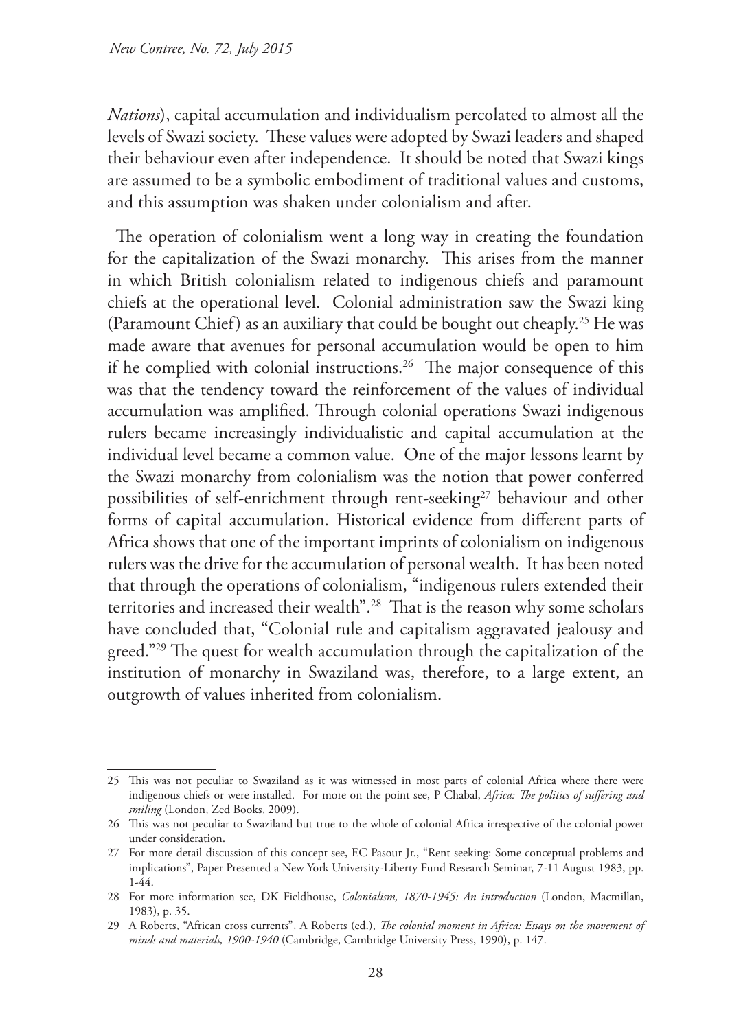*Nations*), capital accumulation and individualism percolated to almost all the levels of Swazi society. These values were adopted by Swazi leaders and shaped their behaviour even after independence. It should be noted that Swazi kings are assumed to be a symbolic embodiment of traditional values and customs, and this assumption was shaken under colonialism and after.

The operation of colonialism went a long way in creating the foundation for the capitalization of the Swazi monarchy. This arises from the manner in which British colonialism related to indigenous chiefs and paramount chiefs at the operational level. Colonial administration saw the Swazi king (Paramount Chief) as an auxiliary that could be bought out cheaply.[25] He was made aware that avenues for personal accumulation would be open to him if he complied with colonial instructions.[26] The major consequence of this was that the tendency toward the reinforcement of the values of individual accumulation was amplified. Through colonial operations Swazi indigenous rulers became increasingly individualistic and capital accumulation at the individual level became a common value. One of the major lessons learnt by the Swazi monarchy from colonialism was the notion that power conferred possibilities of self-enrichment through rent-seeking[27] behaviour and other forms of capital accumulation. Historical evidence from different parts of Africa shows that one of the important imprints of colonialism on indigenous rulers was the drive for the accumulation of personal wealth. It has been noted that through the operations of colonialism, "indigenous rulers extended their territories and increased their wealth".[28] That is the reason why some scholars have concluded that, "Colonial rule and capitalism aggravated jealousy and greed."[29] The quest for wealth accumulation through the capitalization of the institution of monarchy in Swaziland was, therefore, to a large extent, an outgrowth of values inherited from colonialism.

---

25 This was not peculiar to Swaziland as it was witnessed in most parts of colonial Africa where there were indigenous chiefs or were installed. For more on the point see, P Chabal, *Africa: The politics of suffering and smiling* (London, Zed Books, 2009).

26 This was not peculiar to Swaziland but true to the whole of colonial Africa irrespective of the colonial power under consideration.

27 For more detail discussion of this concept see, EC Pasour Jr., "Rent seeking: Some conceptual problems and implications", Paper Presented a New York University-Liberty Fund Research Seminar, 7-11 August 1983, pp. 1-44.

28 For more information see, DK Fieldhouse, *Colonialism, 1870-1945: An introduction* (London, Macmillan, 1983), p. 35.

29 A Roberts, "African cross currents", A Roberts (ed.), *The colonial moment in Africa: Essays on the movement of minds and materials, 1900-1940* (Cambridge, Cambridge University Press, 1990), p. 147.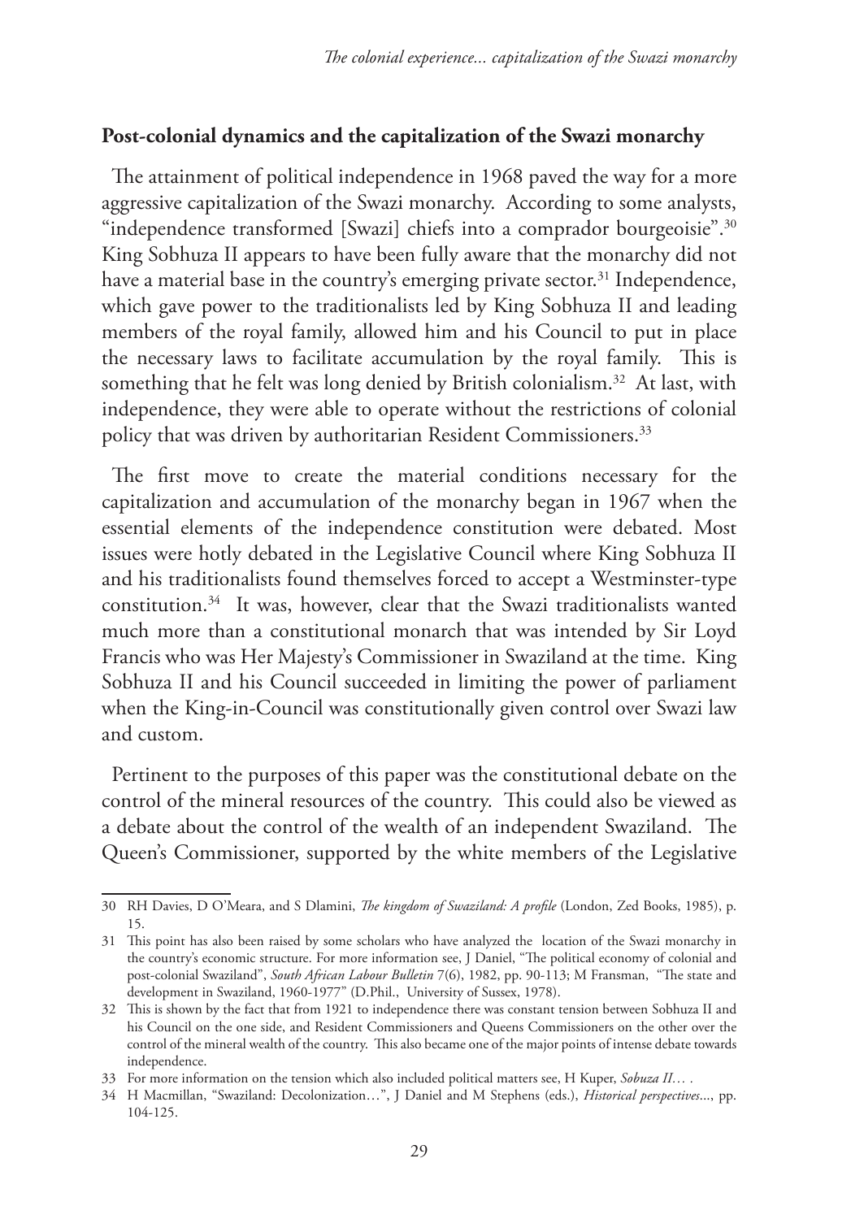## Post-colonial dynamics and the capitalization of the Swazi monarchy

The attainment of political independence in 1968 paved the way for a more aggressive capitalization of the Swazi monarchy. According to some analysts, "independence transformed [Swazi] chiefs into a comprador bourgeoisie".[30] King Sobhuza II appears to have been fully aware that the monarchy did not have a material base in the country's emerging private sector.[31] Independence, which gave power to the traditionalists led by King Sobhuza II and leading members of the royal family, allowed him and his Council to put in place the necessary laws to facilitate accumulation by the royal family. This is something that he felt was long denied by British colonialism.[32] At last, with independence, they were able to operate without the restrictions of colonial policy that was driven by authoritarian Resident Commissioners.[33]

The first move to create the material conditions necessary for the capitalization and accumulation of the monarchy began in 1967 when the essential elements of the independence constitution were debated. Most issues were hotly debated in the Legislative Council where King Sobhuza II and his traditionalists found themselves forced to accept a Westminster-type constitution.[34] It was, however, clear that the Swazi traditionalists wanted much more than a constitutional monarch that was intended by Sir Loyd Francis who was Her Majesty's Commissioner in Swaziland at the time. King Sobhuza II and his Council succeeded in limiting the power of parliament when the King-in-Council was constitutionally given control over Swazi law and custom.

Pertinent to the purposes of this paper was the constitutional debate on the control of the mineral resources of the country. This could also be viewed as a debate about the control of the wealth of an independent Swaziland. The Queen's Commissioner, supported by the white members of the Legislative

---

30 RH Davies, D O'Meara, and S Dlamini, *The kingdom of Swaziland: A profile* (London, Zed Books, 1985), p. 15.

31 This point has also been raised by some scholars who have analyzed the location of the Swazi monarchy in the country's economic structure. For more information see, J Daniel, "The political economy of colonial and post-colonial Swaziland", *South African Labour Bulletin* 7(6), 1982, pp. 90-113; M Fransman, "The state and development in Swaziland, 1960-1977" (D.Phil., University of Sussex, 1978).

32 This is shown by the fact that from 1921 to independence there was constant tension between Sobhuza II and his Council on the one side, and Resident Commissioners and Queens Commissioners on the other over the control of the mineral wealth of the country. This also became one of the major points of intense debate towards independence.

33 For more information on the tension which also included political matters see, H Kuper, *Sobuza II…* .

34 H Macmillan, "Swaziland: Decolonization…", J Daniel and M Stephens (eds.), *Historical perspectives*..., pp. 104-125.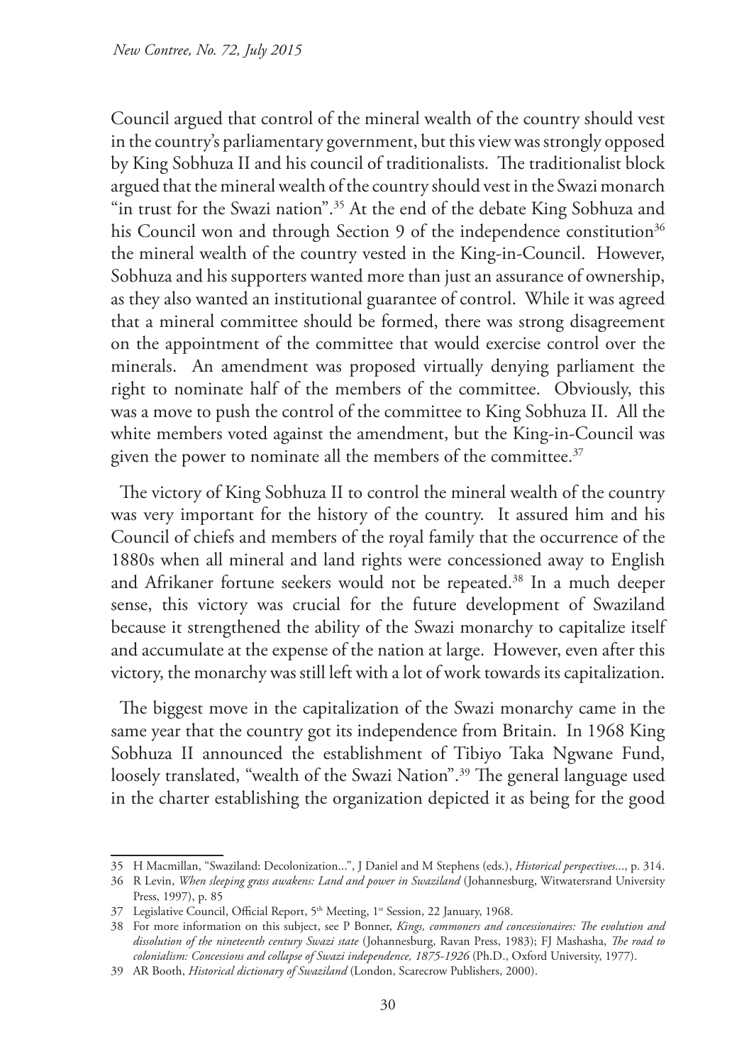Council argued that control of the mineral wealth of the country should vest in the country's parliamentary government, but this view was strongly opposed by King Sobhuza II and his council of traditionalists. The traditionalist block argued that the mineral wealth of the country should vest in the Swazi monarch "in trust for the Swazi nation".[35] At the end of the debate King Sobhuza and his Council won and through Section 9 of the independence constitution[36] the mineral wealth of the country vested in the King-in-Council. However, Sobhuza and his supporters wanted more than just an assurance of ownership, as they also wanted an institutional guarantee of control. While it was agreed that a mineral committee should be formed, there was strong disagreement on the appointment of the committee that would exercise control over the minerals. An amendment was proposed virtually denying parliament the right to nominate half of the members of the committee. Obviously, this was a move to push the control of the committee to King Sobhuza II. All the white members voted against the amendment, but the King-in-Council was given the power to nominate all the members of the committee.[37]

The victory of King Sobhuza II to control the mineral wealth of the country was very important for the history of the country. It assured him and his Council of chiefs and members of the royal family that the occurrence of the 1880s when all mineral and land rights were concessioned away to English and Afrikaner fortune seekers would not be repeated.[38] In a much deeper sense, this victory was crucial for the future development of Swaziland because it strengthened the ability of the Swazi monarchy to capitalize itself and accumulate at the expense of the nation at large. However, even after this victory, the monarchy was still left with a lot of work towards its capitalization.

The biggest move in the capitalization of the Swazi monarchy came in the same year that the country got its independence from Britain. In 1968 King Sobhuza II announced the establishment of Tibiyo Taka Ngwane Fund, loosely translated, "wealth of the Swazi Nation".[39] The general language used in the charter establishing the organization depicted it as being for the good

---

35 H Macmillan, "Swaziland: Decolonization...", J Daniel and M Stephens (eds.), *Historical perspectives*..., p. 314.

36 R Levin, *When sleeping grass awakens: Land and power in Swaziland* (Johannesburg, Witwatersrand University Press, 1997), p. 85

37 Legislative Council, Official Report, 5th Meeting, 1st Session, 22 January, 1968.

38 For more information on this subject, see P Bonner, *Kings, commoners and concessionaires: The evolution and dissolution of the nineteenth century Swazi state* (Johannesburg, Ravan Press, 1983); FJ Mashasha, *The road to colonialism: Concessions and collapse of Swazi independence, 1875-1926* (Ph.D., Oxford University, 1977).

39 AR Booth, *Historical dictionary of Swaziland* (London, Scarecrow Publishers, 2000).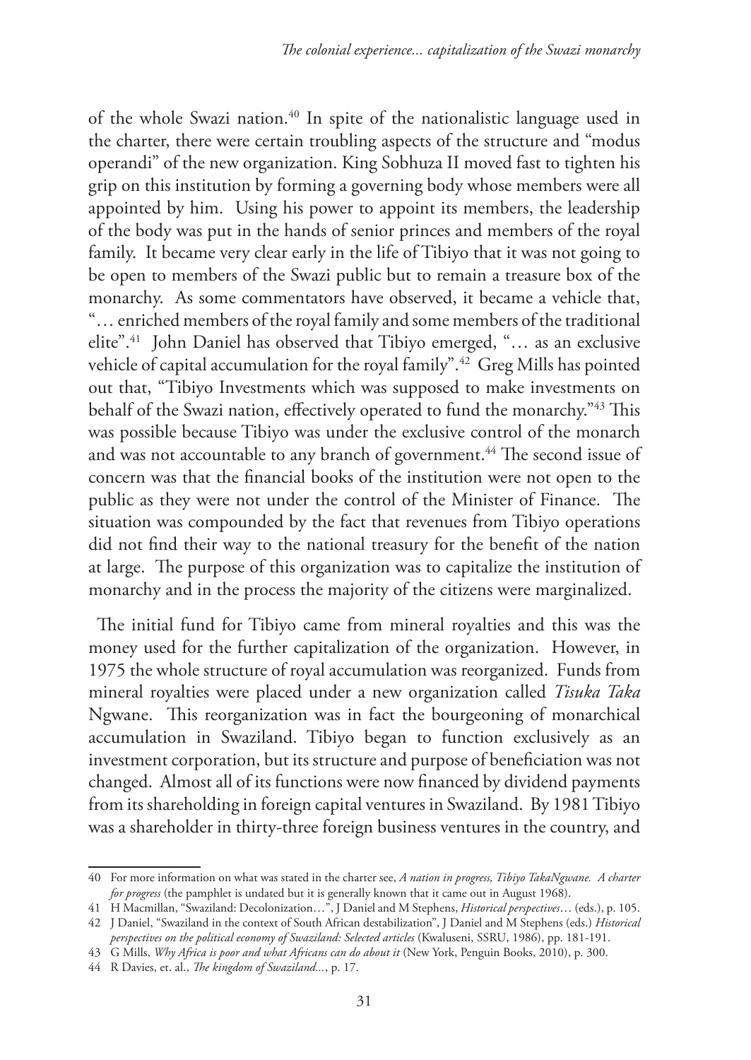of the whole Swazi nation.[40] In spite of the nationalistic language used in the charter, there were certain troubling aspects of the structure and "modus operandi" of the new organization. King Sobhuza II moved fast to tighten his grip on this institution by forming a governing body whose members were all appointed by him. Using his power to appoint its members, the leadership of the body was put in the hands of senior princes and members of the royal family. It became very clear early in the life of Tibiyo that it was not going to be open to members of the Swazi public but to remain a treasure box of the monarchy. As some commentators have observed, it became a vehicle that, "… enriched members of the royal family and some members of the traditional elite".[41] John Daniel has observed that Tibiyo emerged, "… as an exclusive vehicle of capital accumulation for the royal family".[42] Greg Mills has pointed out that, "Tibiyo Investments which was supposed to make investments on behalf of the Swazi nation, effectively operated to fund the monarchy."[43] This was possible because Tibiyo was under the exclusive control of the monarch and was not accountable to any branch of government.[44] The second issue of concern was that the financial books of the institution were not open to the public as they were not under the control of the Minister of Finance. The situation was compounded by the fact that revenues from Tibiyo operations did not find their way to the national treasury for the benefit of the nation at large. The purpose of this organization was to capitalize the institution of monarchy and in the process the majority of the citizens were marginalized.

The initial fund for Tibiyo came from mineral royalties and this was the money used for the further capitalization of the organization. However, in 1975 the whole structure of royal accumulation was reorganized. Funds from mineral royalties were placed under a new organization called *Tisuka Taka* Ngwane. This reorganization was in fact the bourgeoning of monarchical accumulation in Swaziland. Tibiyo began to function exclusively as an investment corporation, but its structure and purpose of beneficiation was not changed. Almost all of its functions were now financed by dividend payments from its shareholding in foreign capital ventures in Swaziland. By 1981 Tibiyo was a shareholder in thirty-three foreign business ventures in the country, and

---

40 For more information on what was stated in the charter see, *A nation in progress, Tibiyo TakaNgwane. A charter for progress* (the pamphlet is undated but it is generally known that it came out in August 1968).

41 H Macmillan, "Swaziland: Decolonization…", J Daniel and M Stephens, *Historical perspectives*… (eds.), p. 105.

42 J Daniel, "Swaziland in the context of South African destabilization", J Daniel and M Stephens (eds.) *Historical perspectives on the political economy of Swaziland: Selected articles* (Kwaluseni, SSRU, 1986), pp. 181-191.

43 G Mills, *Why Africa is poor and what Africans can do about it* (New York, Penguin Books, 2010), p. 300.

44 R Davies, et. al., *The kingdom of Swaziland...*, p. 17.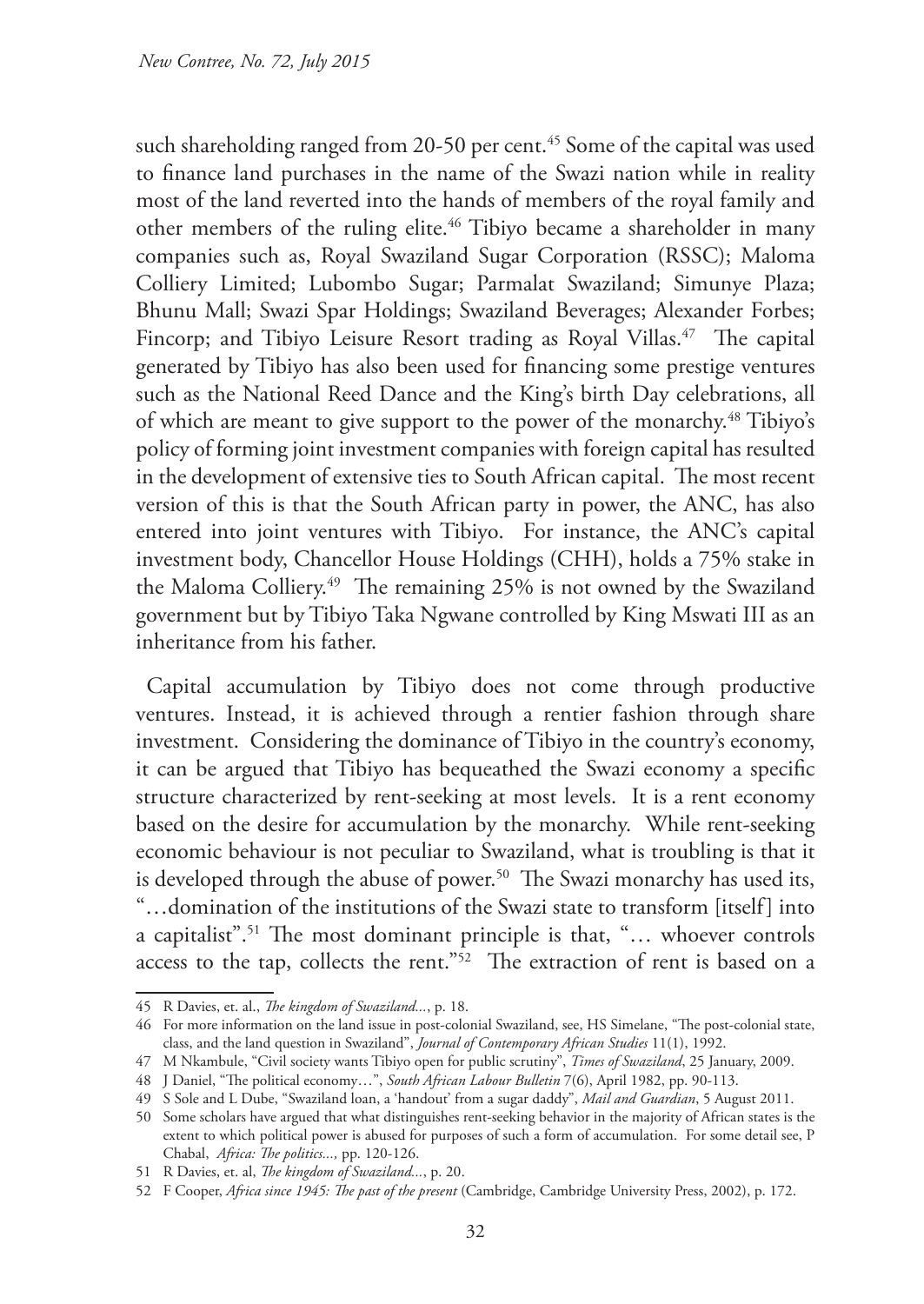such shareholding ranged from 20-50 per cent.[45] Some of the capital was used to finance land purchases in the name of the Swazi nation while in reality most of the land reverted into the hands of members of the royal family and other members of the ruling elite.[46] Tibiyo became a shareholder in many companies such as, Royal Swaziland Sugar Corporation (RSSC); Maloma Colliery Limited; Lubombo Sugar; Parmalat Swaziland; Simunye Plaza; Bhunu Mall; Swazi Spar Holdings; Swaziland Beverages; Alexander Forbes; Fincorp; and Tibiyo Leisure Resort trading as Royal Villas.[47] The capital generated by Tibiyo has also been used for financing some prestige ventures such as the National Reed Dance and the King's birth Day celebrations, all of which are meant to give support to the power of the monarchy.[48] Tibiyo's policy of forming joint investment companies with foreign capital has resulted in the development of extensive ties to South African capital. The most recent version of this is that the South African party in power, the ANC, has also entered into joint ventures with Tibiyo. For instance, the ANC's capital investment body, Chancellor House Holdings (CHH), holds a 75% stake in the Maloma Colliery.[49] The remaining 25% is not owned by the Swaziland government but by Tibiyo Taka Ngwane controlled by King Mswati III as an inheritance from his father.

Capital accumulation by Tibiyo does not come through productive ventures. Instead, it is achieved through a rentier fashion through share investment. Considering the dominance of Tibiyo in the country's economy, it can be argued that Tibiyo has bequeathed the Swazi economy a specific structure characterized by rent-seeking at most levels. It is a rent economy based on the desire for accumulation by the monarchy. While rent-seeking economic behaviour is not peculiar to Swaziland, what is troubling is that it is developed through the abuse of power.[50] The Swazi monarchy has used its, "…domination of the institutions of the Swazi state to transform [itself] into a capitalist".[51] The most dominant principle is that, "… whoever controls access to the tap, collects the rent."[52] The extraction of rent is based on a

---

45 R Davies, et. al., *The kingdom of Swaziland...*, p. 18.

46 For more information on the land issue in post-colonial Swaziland, see, HS Simelane, "The post-colonial state, class, and the land question in Swaziland", *Journal of Contemporary African Studies* 11(1), 1992.

47 M Nkambule, "Civil society wants Tibiyo open for public scrutiny", *Times of Swaziland*, 25 January, 2009.

48 J Daniel, "The political economy…", *South African Labour Bulletin* 7(6), April 1982, pp. 90-113.

49 S Sole and L Dube, "Swaziland loan, a 'handout' from a sugar daddy", *Mail and Guardian*, 5 August 2011.

50 Some scholars have argued that what distinguishes rent-seeking behavior in the majority of African states is the extent to which political power is abused for purposes of such a form of accumulation. For some detail see, P Chabal, *Africa: The politics...,* pp. 120-126.

51 R Davies, et. al, *The kingdom of Swaziland...*, p. 20.

52 F Cooper, *Africa since 1945: The past of the present* (Cambridge, Cambridge University Press, 2002), p. 172.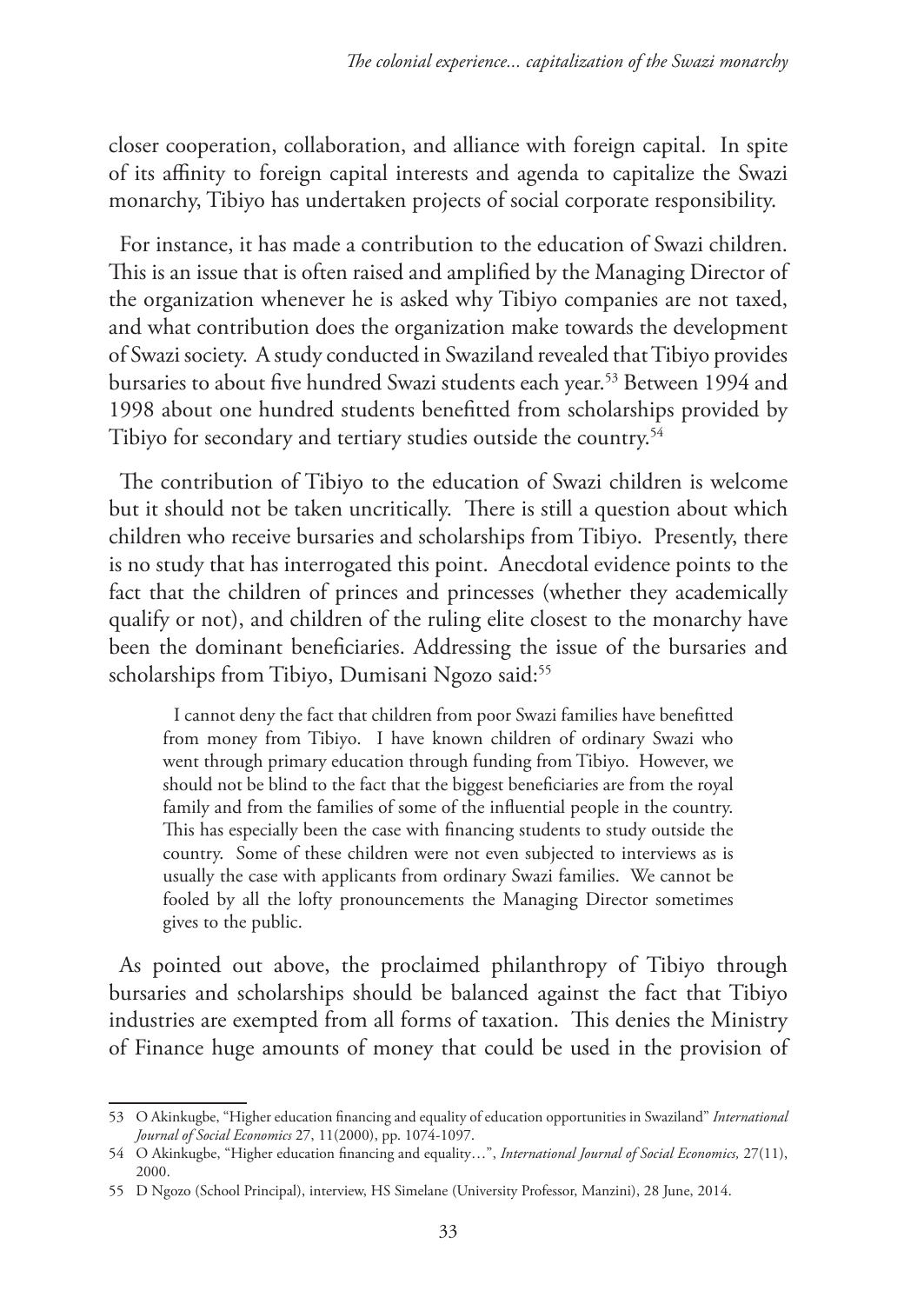closer cooperation, collaboration, and alliance with foreign capital. In spite of its affinity to foreign capital interests and agenda to capitalize the Swazi monarchy, Tibiyo has undertaken projects of social corporate responsibility.

For instance, it has made a contribution to the education of Swazi children. This is an issue that is often raised and amplified by the Managing Director of the organization whenever he is asked why Tibiyo companies are not taxed, and what contribution does the organization make towards the development of Swazi society. A study conducted in Swaziland revealed that Tibiyo provides bursaries to about five hundred Swazi students each year.[53] Between 1994 and 1998 about one hundred students benefitted from scholarships provided by Tibiyo for secondary and tertiary studies outside the country.[54]

The contribution of Tibiyo to the education of Swazi children is welcome but it should not be taken uncritically. There is still a question about which children who receive bursaries and scholarships from Tibiyo. Presently, there is no study that has interrogated this point. Anecdotal evidence points to the fact that the children of princes and princesses (whether they academically qualify or not), and children of the ruling elite closest to the monarchy have been the dominant beneficiaries. Addressing the issue of the bursaries and scholarships from Tibiyo, Dumisani Ngozo said:[55]

> I cannot deny the fact that children from poor Swazi families have benefitted from money from Tibiyo. I have known children of ordinary Swazi who went through primary education through funding from Tibiyo. However, we should not be blind to the fact that the biggest beneficiaries are from the royal family and from the families of some of the influential people in the country. This has especially been the case with financing students to study outside the country. Some of these children were not even subjected to interviews as is usually the case with applicants from ordinary Swazi families. We cannot be fooled by all the lofty pronouncements the Managing Director sometimes gives to the public.

As pointed out above, the proclaimed philanthropy of Tibiyo through bursaries and scholarships should be balanced against the fact that Tibiyo industries are exempted from all forms of taxation. This denies the Ministry of Finance huge amounts of money that could be used in the provision of

---

53 O Akinkugbe, "Higher education financing and equality of education opportunities in Swaziland" *International Journal of Social Economics* 27, 11(2000), pp. 1074-1097.

54 O Akinkugbe, "Higher education financing and equality…", *International Journal of Social Economics,* 27(11), 2000.

55 D Ngozo (School Principal), interview, HS Simelane (University Professor, Manzini), 28 June, 2014.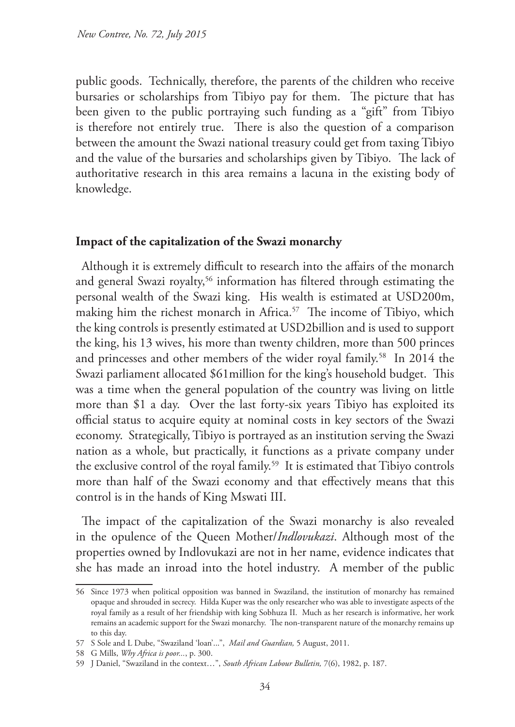public goods. Technically, therefore, the parents of the children who receive bursaries or scholarships from Tibiyo pay for them. The picture that has been given to the public portraying such funding as a "gift" from Tibiyo is therefore not entirely true. There is also the question of a comparison between the amount the Swazi national treasury could get from taxing Tibiyo and the value of the bursaries and scholarships given by Tibiyo. The lack of authoritative research in this area remains a lacuna in the existing body of knowledge.

## Impact of the capitalization of the Swazi monarchy

Although it is extremely difficult to research into the affairs of the monarch and general Swazi royalty,[56] information has filtered through estimating the personal wealth of the Swazi king. His wealth is estimated at USD200m, making him the richest monarch in Africa.[57] The income of Tibiyo, which the king controls is presently estimated at USD2billion and is used to support the king, his 13 wives, his more than twenty children, more than 500 princes and princesses and other members of the wider royal family.[58] In 2014 the Swazi parliament allocated $61million for the king's household budget. This was a time when the general population of the country was living on little more than $1 a day. Over the last forty-six years Tibiyo has exploited its official status to acquire equity at nominal costs in key sectors of the Swazi economy. Strategically, Tibiyo is portrayed as an institution serving the Swazi nation as a whole, but practically, it functions as a private company under the exclusive control of the royal family.[59] It is estimated that Tibiyo controls more than half of the Swazi economy and that effectively means that this control is in the hands of King Mswati III.

The impact of the capitalization of the Swazi monarchy is also revealed in the opulence of the Queen Mother/*Indlovukazi*. Although most of the properties owned by Indlovukazi are not in her name, evidence indicates that she has made an inroad into the hotel industry. A member of the public

---

56 Since 1973 when political opposition was banned in Swaziland, the institution of monarchy has remained opaque and shrouded in secrecy. Hilda Kuper was the only researcher who was able to investigate aspects of the royal family as a result of her friendship with king Sobhuza II. Much as her research is informative, her work remains an academic support for the Swazi monarchy. The non-transparent nature of the monarchy remains up to this day.

57 S Sole and L Dube, "Swaziland 'loan'...", *Mail and Guardian,* 5 August, 2011.

58 G Mills, *Why Africa is poor...*, p. 300.

59 J Daniel, "Swaziland in the context…", *South African Labour Bulletin,* 7(6), 1982, p. 187.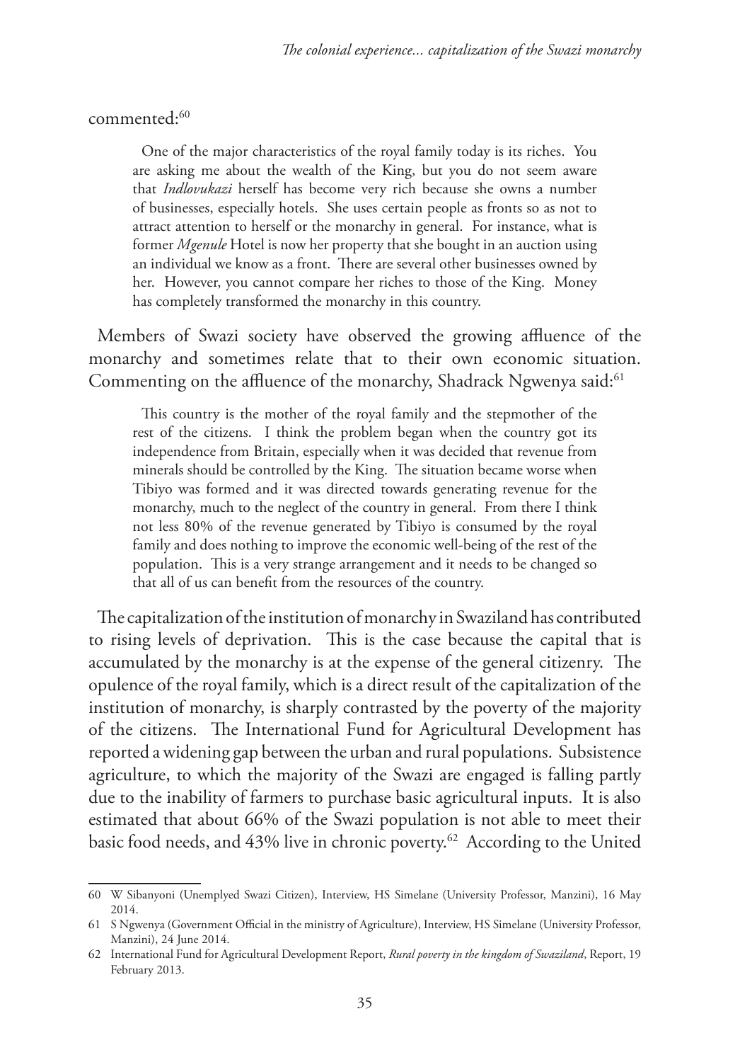commented:[60]

> One of the major characteristics of the royal family today is its riches. You are asking me about the wealth of the King, but you do not seem aware that *Indlovukazi* herself has become very rich because she owns a number of businesses, especially hotels. She uses certain people as fronts so as not to attract attention to herself or the monarchy in general. For instance, what is former *Mgenule* Hotel is now her property that she bought in an auction using an individual we know as a front. There are several other businesses owned by her. However, you cannot compare her riches to those of the King. Money has completely transformed the monarchy in this country.

Members of Swazi society have observed the growing affluence of the monarchy and sometimes relate that to their own economic situation. Commenting on the affluence of the monarchy, Shadrack Ngwenya said:[61]

> This country is the mother of the royal family and the stepmother of the rest of the citizens. I think the problem began when the country got its independence from Britain, especially when it was decided that revenue from minerals should be controlled by the King. The situation became worse when Tibiyo was formed and it was directed towards generating revenue for the monarchy, much to the neglect of the country in general. From there I think not less 80% of the revenue generated by Tibiyo is consumed by the royal family and does nothing to improve the economic well-being of the rest of the population. This is a very strange arrangement and it needs to be changed so that all of us can benefit from the resources of the country.

The capitalization of the institution of monarchy in Swaziland has contributed to rising levels of deprivation. This is the case because the capital that is accumulated by the monarchy is at the expense of the general citizenry. The opulence of the royal family, which is a direct result of the capitalization of the institution of monarchy, is sharply contrasted by the poverty of the majority of the citizens. The International Fund for Agricultural Development has reported a widening gap between the urban and rural populations. Subsistence agriculture, to which the majority of the Swazi are engaged is falling partly due to the inability of farmers to purchase basic agricultural inputs. It is also estimated that about 66% of the Swazi population is not able to meet their basic food needs, and 43% live in chronic poverty.[62] According to the United

---

60 W Sibanyoni (Unemplyed Swazi Citizen), Interview, HS Simelane (University Professor, Manzini), 16 May 2014.

61 S Ngwenya (Government Official in the ministry of Agriculture), Interview, HS Simelane (University Professor, Manzini), 24 June 2014.

62 International Fund for Agricultural Development Report, *Rural poverty in the kingdom of Swaziland*, Report, 19 February 2013.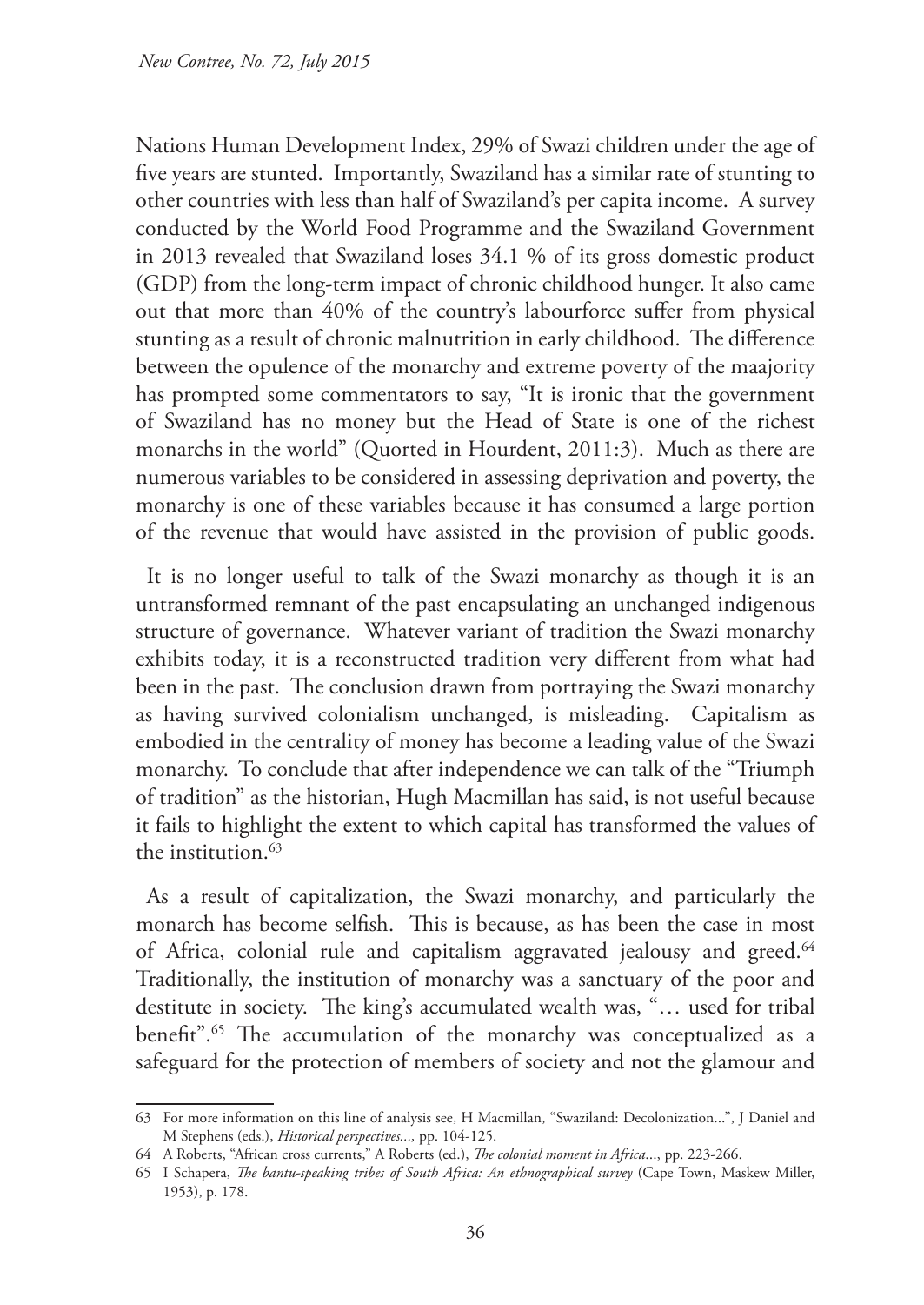Nations Human Development Index, 29% of Swazi children under the age of five years are stunted. Importantly, Swaziland has a similar rate of stunting to other countries with less than half of Swaziland's per capita income. A survey conducted by the World Food Programme and the Swaziland Government in 2013 revealed that Swaziland loses 34.1 % of its gross domestic product (GDP) from the long-term impact of chronic childhood hunger. It also came out that more than 40% of the country's labourforce suffer from physical stunting as a result of chronic malnutrition in early childhood. The difference between the opulence of the monarchy and extreme poverty of the maajority has prompted some commentators to say, "It is ironic that the government of Swaziland has no money but the Head of State is one of the richest monarchs in the world" (Quorted in Hourdent, 2011:3). Much as there are numerous variables to be considered in assessing deprivation and poverty, the monarchy is one of these variables because it has consumed a large portion of the revenue that would have assisted in the provision of public goods.

It is no longer useful to talk of the Swazi monarchy as though it is an untransformed remnant of the past encapsulating an unchanged indigenous structure of governance. Whatever variant of tradition the Swazi monarchy exhibits today, it is a reconstructed tradition very different from what had been in the past. The conclusion drawn from portraying the Swazi monarchy as having survived colonialism unchanged, is misleading. Capitalism as embodied in the centrality of money has become a leading value of the Swazi monarchy. To conclude that after independence we can talk of the "Triumph of tradition" as the historian, Hugh Macmillan has said, is not useful because it fails to highlight the extent to which capital has transformed the values of the institution.[63]

As a result of capitalization, the Swazi monarchy, and particularly the monarch has become selfish. This is because, as has been the case in most of Africa, colonial rule and capitalism aggravated jealousy and greed.[64] Traditionally, the institution of monarchy was a sanctuary of the poor and destitute in society. The king's accumulated wealth was, "… used for tribal benefit".[65] The accumulation of the monarchy was conceptualized as a safeguard for the protection of members of society and not the glamour and

---

63 For more information on this line of analysis see, H Macmillan, "Swaziland: Decolonization...", J Daniel and M Stephens (eds.), *Historical perspectives...*, pp. 104-125.

64 A Roberts, "African cross currents," A Roberts (ed.), *The colonial moment in Africa*..., pp. 223-266.

65 I Schapera, *The bantu-speaking tribes of South Africa: An ethnographical survey* (Cape Town, Maskew Miller, 1953), p. 178.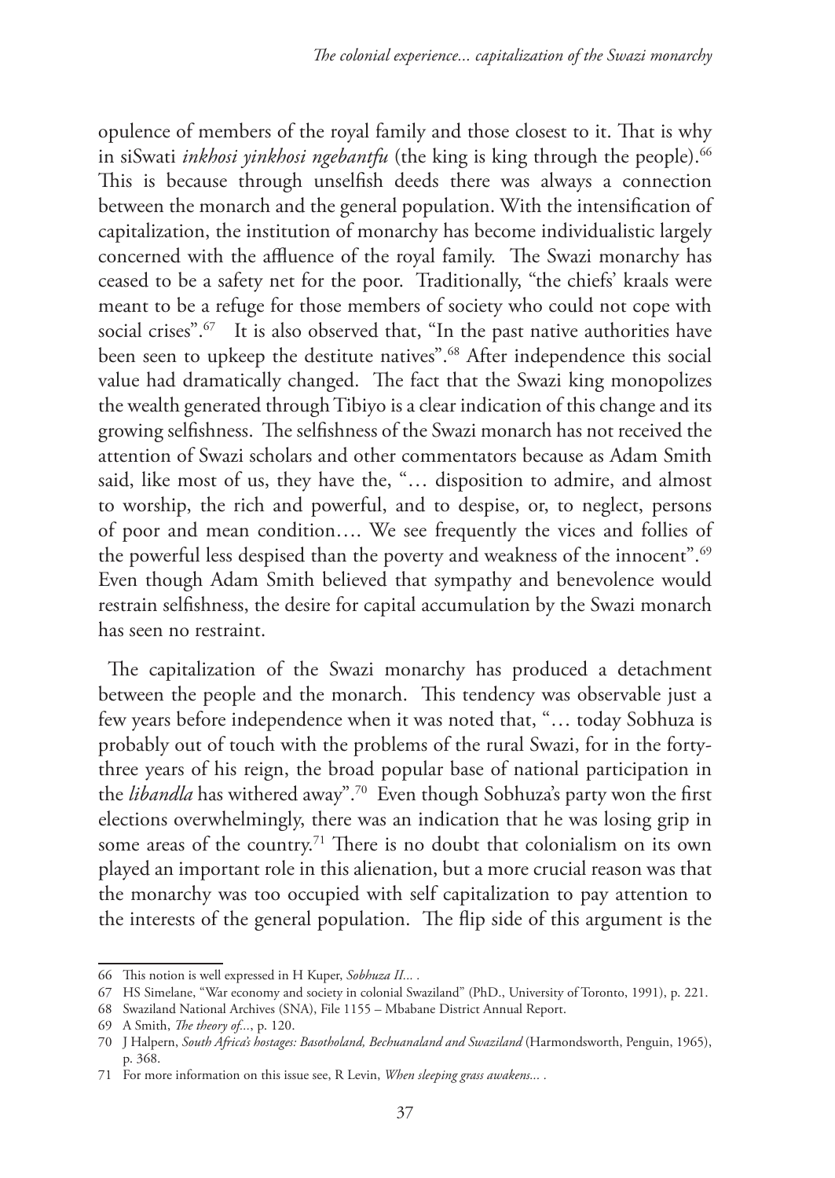opulence of members of the royal family and those closest to it. That is why in siSwati *inkhosi yinkhosi ngebantfu* (the king is king through the people).[66] This is because through unselfish deeds there was always a connection between the monarch and the general population. With the intensification of capitalization, the institution of monarchy has become individualistic largely concerned with the affluence of the royal family. The Swazi monarchy has ceased to be a safety net for the poor. Traditionally, "the chiefs' kraals were meant to be a refuge for those members of society who could not cope with social crises".[67] It is also observed that, "In the past native authorities have been seen to upkeep the destitute natives".[68] After independence this social value had dramatically changed. The fact that the Swazi king monopolizes the wealth generated through Tibiyo is a clear indication of this change and its growing selfishness. The selfishness of the Swazi monarch has not received the attention of Swazi scholars and other commentators because as Adam Smith said, like most of us, they have the, "… disposition to admire, and almost to worship, the rich and powerful, and to despise, or, to neglect, persons of poor and mean condition…. We see frequently the vices and follies of the powerful less despised than the poverty and weakness of the innocent".[69] Even though Adam Smith believed that sympathy and benevolence would restrain selfishness, the desire for capital accumulation by the Swazi monarch has seen no restraint.

The capitalization of the Swazi monarchy has produced a detachment between the people and the monarch. This tendency was observable just a few years before independence when it was noted that, "… today Sobhuza is probably out of touch with the problems of the rural Swazi, for in the forty-three years of his reign, the broad popular base of national participation in the *libandla* has withered away".[70] Even though Sobhuza's party won the first elections overwhelmingly, there was an indication that he was losing grip in some areas of the country.[71] There is no doubt that colonialism on its own played an important role in this alienation, but a more crucial reason was that the monarchy was too occupied with self capitalization to pay attention to the interests of the general population. The flip side of this argument is the

---

66 This notion is well expressed in H Kuper, *Sobhuza II...* .

67 HS Simelane, "War economy and society in colonial Swaziland" (PhD., University of Toronto, 1991), p. 221.

68 Swaziland National Archives (SNA), File 1155 – Mbabane District Annual Report.

69 A Smith, *The theory of...*, p. 120.

70 J Halpern, *South Africa's hostages: Basotholand, Bechuanaland and Swaziland* (Harmondsworth, Penguin, 1965), p. 368.

71 For more information on this issue see, R Levin, *When sleeping grass awakens...* .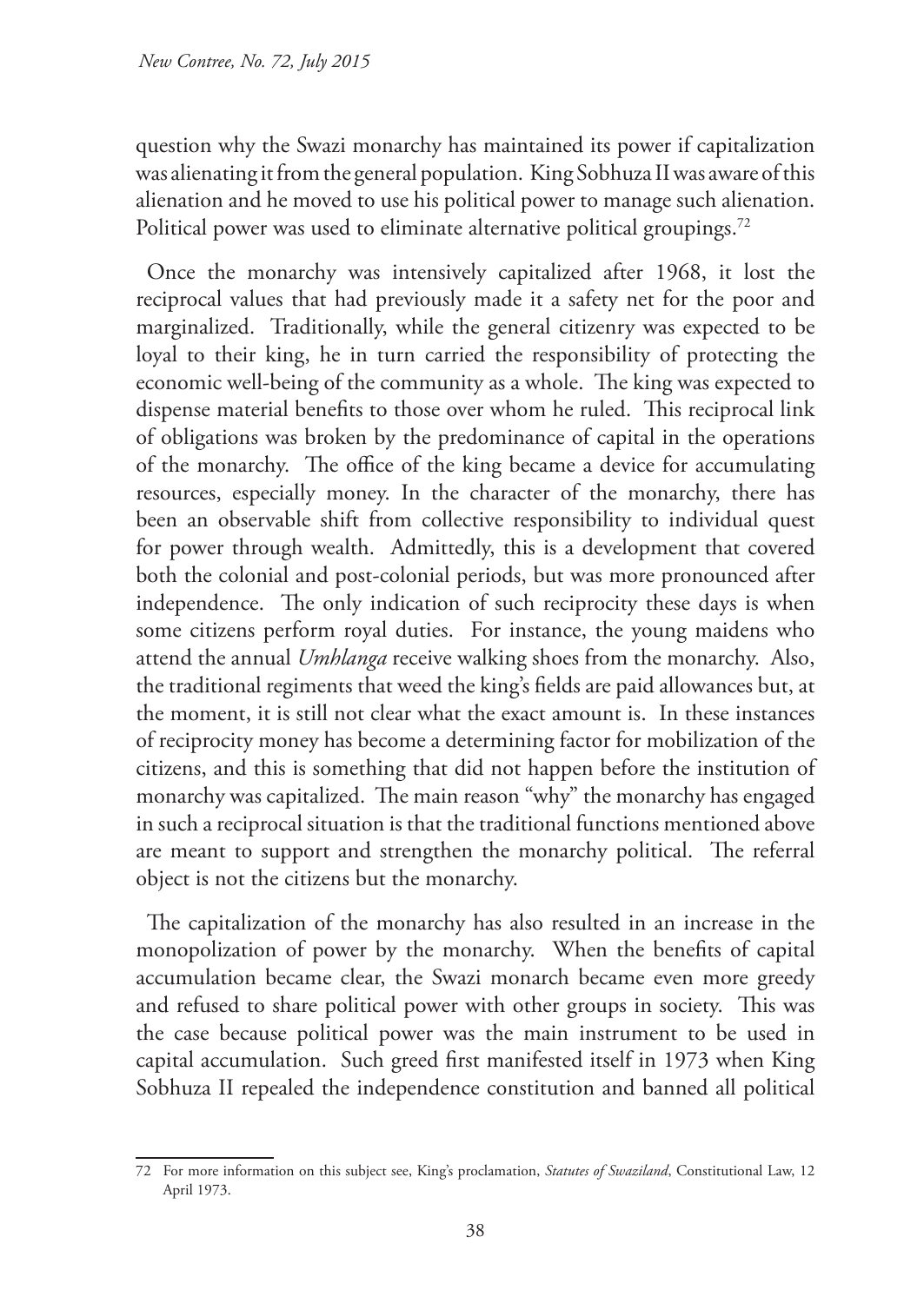question why the Swazi monarchy has maintained its power if capitalization was alienating it from the general population. King Sobhuza II was aware of this alienation and he moved to use his political power to manage such alienation. Political power was used to eliminate alternative political groupings.[72]

Once the monarchy was intensively capitalized after 1968, it lost the reciprocal values that had previously made it a safety net for the poor and marginalized. Traditionally, while the general citizenry was expected to be loyal to their king, he in turn carried the responsibility of protecting the economic well-being of the community as a whole. The king was expected to dispense material benefits to those over whom he ruled. This reciprocal link of obligations was broken by the predominance of capital in the operations of the monarchy. The office of the king became a device for accumulating resources, especially money. In the character of the monarchy, there has been an observable shift from collective responsibility to individual quest for power through wealth. Admittedly, this is a development that covered both the colonial and post-colonial periods, but was more pronounced after independence. The only indication of such reciprocity these days is when some citizens perform royal duties. For instance, the young maidens who attend the annual *Umhlanga* receive walking shoes from the monarchy. Also, the traditional regiments that weed the king's fields are paid allowances but, at the moment, it is still not clear what the exact amount is. In these instances of reciprocity money has become a determining factor for mobilization of the citizens, and this is something that did not happen before the institution of monarchy was capitalized. The main reason "why" the monarchy has engaged in such a reciprocal situation is that the traditional functions mentioned above are meant to support and strengthen the monarchy political. The referral object is not the citizens but the monarchy.

The capitalization of the monarchy has also resulted in an increase in the monopolization of power by the monarchy. When the benefits of capital accumulation became clear, the Swazi monarch became even more greedy and refused to share political power with other groups in society. This was the case because political power was the main instrument to be used in capital accumulation. Such greed first manifested itself in 1973 when King Sobhuza II repealed the independence constitution and banned all political

72 For more information on this subject see, King's proclamation, *Statutes of Swaziland*, Constitutional Law, 12 April 1973.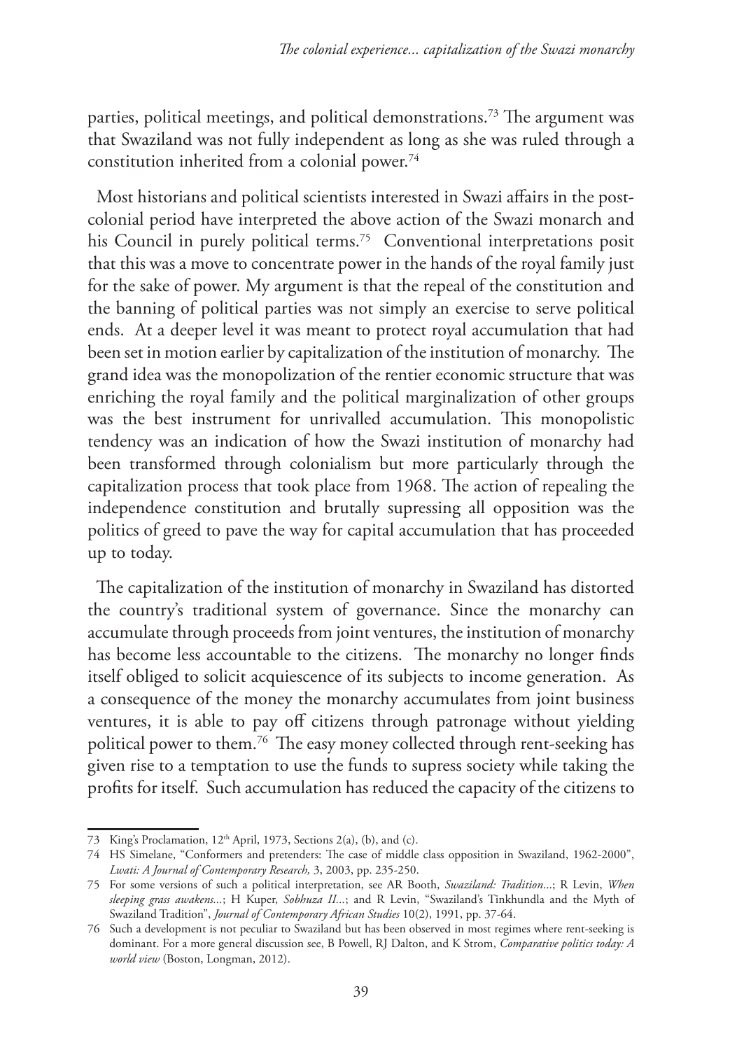parties, political meetings, and political demonstrations.[73] The argument was that Swaziland was not fully independent as long as she was ruled through a constitution inherited from a colonial power.[74]

Most historians and political scientists interested in Swazi affairs in the post-colonial period have interpreted the above action of the Swazi monarch and his Council in purely political terms.[75] Conventional interpretations posit that this was a move to concentrate power in the hands of the royal family just for the sake of power. My argument is that the repeal of the constitution and the banning of political parties was not simply an exercise to serve political ends. At a deeper level it was meant to protect royal accumulation that had been set in motion earlier by capitalization of the institution of monarchy. The grand idea was the monopolization of the rentier economic structure that was enriching the royal family and the political marginalization of other groups was the best instrument for unrivalled accumulation. This monopolistic tendency was an indication of how the Swazi institution of monarchy had been transformed through colonialism but more particularly through the capitalization process that took place from 1968. The action of repealing the independence constitution and brutally supressing all opposition was the politics of greed to pave the way for capital accumulation that has proceeded up to today.

The capitalization of the institution of monarchy in Swaziland has distorted the country's traditional system of governance. Since the monarchy can accumulate through proceeds from joint ventures, the institution of monarchy has become less accountable to the citizens. The monarchy no longer finds itself obliged to solicit acquiescence of its subjects to income generation. As a consequence of the money the monarchy accumulates from joint business ventures, it is able to pay off citizens through patronage without yielding political power to them.[76] The easy money collected through rent-seeking has given rise to a temptation to use the funds to supress society while taking the profits for itself. Such accumulation has reduced the capacity of the citizens to

---

73 King's Proclamation, 12th April, 1973, Sections 2(a), (b), and (c).

74 HS Simelane, "Conformers and pretenders: The case of middle class opposition in Swaziland, 1962-2000", *Lwati: A Journal of Contemporary Research,* 3, 2003, pp. 235-250.

75 For some versions of such a political interpretation, see AR Booth, *Swaziland: Tradition*...; R Levin, *When sleeping grass awakens*...; H Kuper, *Sobhuza II*...; and R Levin, "Swaziland's Tinkhundla and the Myth of Swaziland Tradition", *Journal of Contemporary African Studies* 10(2), 1991, pp. 37-64.

76 Such a development is not peculiar to Swaziland but has been observed in most regimes where rent-seeking is dominant. For a more general discussion see, B Powell, RJ Dalton, and K Strom, *Comparative politics today: A world view* (Boston, Longman, 2012).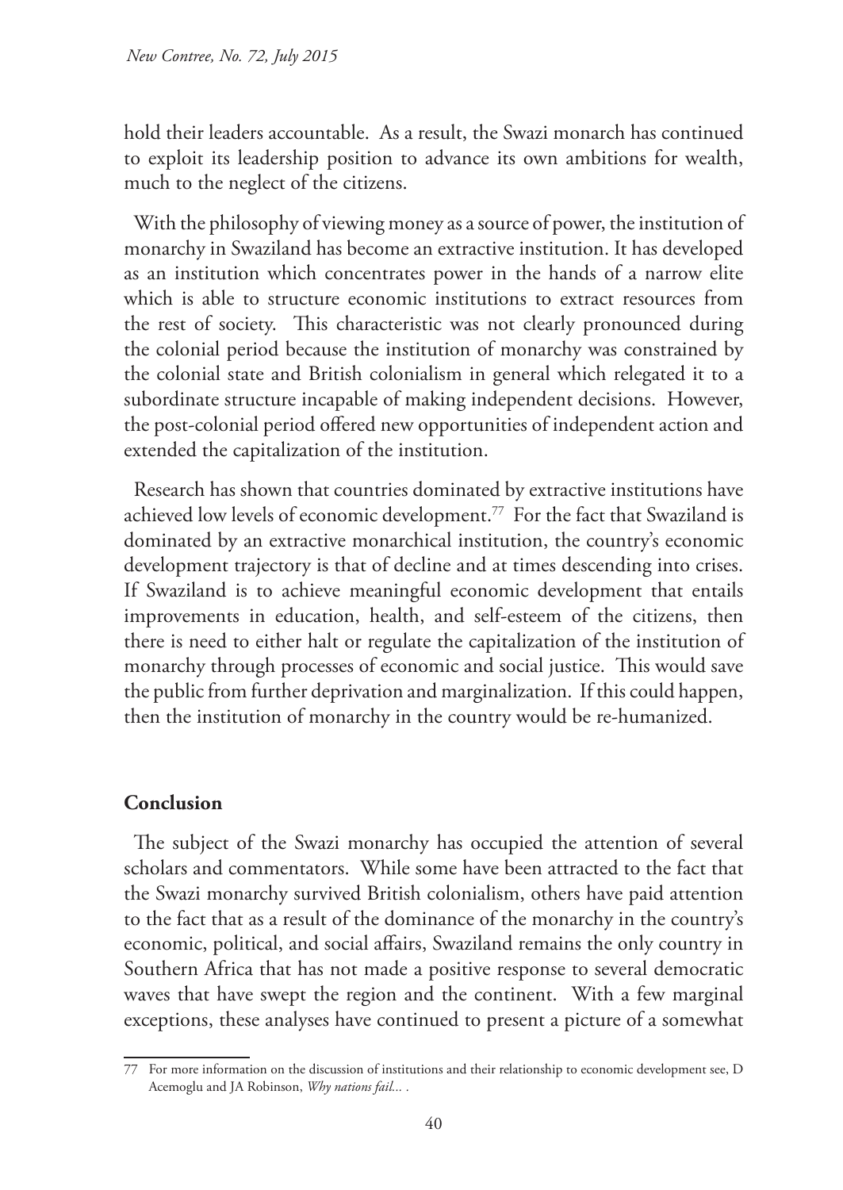hold their leaders accountable. As a result, the Swazi monarch has continued to exploit its leadership position to advance its own ambitions for wealth, much to the neglect of the citizens.

With the philosophy of viewing money as a source of power, the institution of monarchy in Swaziland has become an extractive institution. It has developed as an institution which concentrates power in the hands of a narrow elite which is able to structure economic institutions to extract resources from the rest of society. This characteristic was not clearly pronounced during the colonial period because the institution of monarchy was constrained by the colonial state and British colonialism in general which relegated it to a subordinate structure incapable of making independent decisions. However, the post-colonial period offered new opportunities of independent action and extended the capitalization of the institution.

Research has shown that countries dominated by extractive institutions have achieved low levels of economic development.[77] For the fact that Swaziland is dominated by an extractive monarchical institution, the country's economic development trajectory is that of decline and at times descending into crises. If Swaziland is to achieve meaningful economic development that entails improvements in education, health, and self-esteem of the citizens, then there is need to either halt or regulate the capitalization of the institution of monarchy through processes of economic and social justice. This would save the public from further deprivation and marginalization. If this could happen, then the institution of monarchy in the country would be re-humanized.

## Conclusion

The subject of the Swazi monarchy has occupied the attention of several scholars and commentators. While some have been attracted to the fact that the Swazi monarchy survived British colonialism, others have paid attention to the fact that as a result of the dominance of the monarchy in the country's economic, political, and social affairs, Swaziland remains the only country in Southern Africa that has not made a positive response to several democratic waves that have swept the region and the continent. With a few marginal exceptions, these analyses have continued to present a picture of a somewhat

---

77 For more information on the discussion of institutions and their relationship to economic development see, D Acemoglu and JA Robinson, *Why nations fail...* .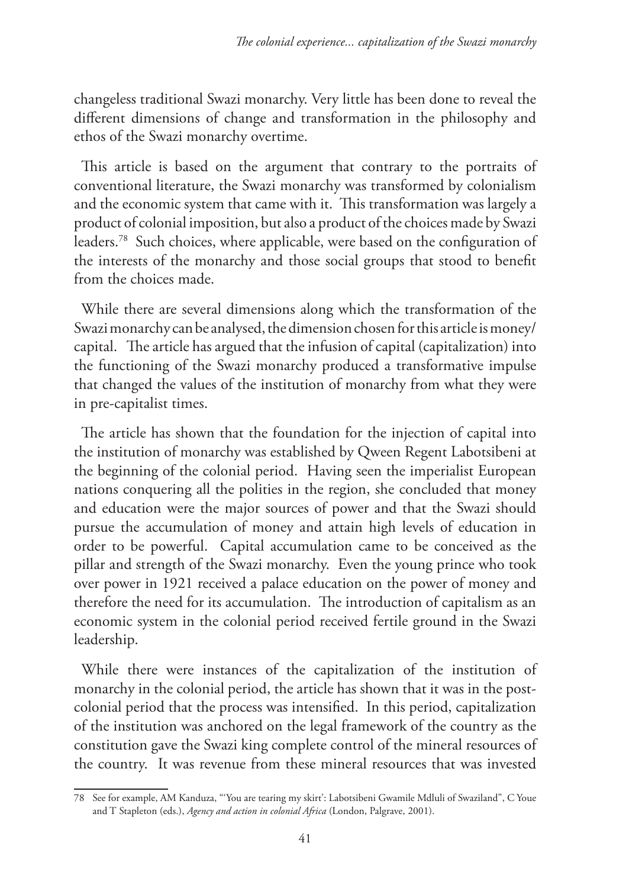changeless traditional Swazi monarchy. Very little has been done to reveal the different dimensions of change and transformation in the philosophy and ethos of the Swazi monarchy overtime.

This article is based on the argument that contrary to the portraits of conventional literature, the Swazi monarchy was transformed by colonialism and the economic system that came with it. This transformation was largely a product of colonial imposition, but also a product of the choices made by Swazi leaders.[78] Such choices, where applicable, were based on the configuration of the interests of the monarchy and those social groups that stood to benefit from the choices made.

While there are several dimensions along which the transformation of the Swazi monarchy can be analysed, the dimension chosen for this article is money/capital. The article has argued that the infusion of capital (capitalization) into the functioning of the Swazi monarchy produced a transformative impulse that changed the values of the institution of monarchy from what they were in pre-capitalist times.

The article has shown that the foundation for the injection of capital into the institution of monarchy was established by Qween Regent Labotsibeni at the beginning of the colonial period. Having seen the imperialist European nations conquering all the polities in the region, she concluded that money and education were the major sources of power and that the Swazi should pursue the accumulation of money and attain high levels of education in order to be powerful. Capital accumulation came to be conceived as the pillar and strength of the Swazi monarchy. Even the young prince who took over power in 1921 received a palace education on the power of money and therefore the need for its accumulation. The introduction of capitalism as an economic system in the colonial period received fertile ground in the Swazi leadership.

While there were instances of the capitalization of the institution of monarchy in the colonial period, the article has shown that it was in the post-colonial period that the process was intensified. In this period, capitalization of the institution was anchored on the legal framework of the country as the constitution gave the Swazi king complete control of the mineral resources of the country. It was revenue from these mineral resources that was invested

78 See for example, AM Kanduza, "'You are tearing my skirt': Labotsibeni Gwamile Mdluli of Swaziland", C Youe and T Stapleton (eds.), *Agency and action in colonial Africa* (London, Palgrave, 2001).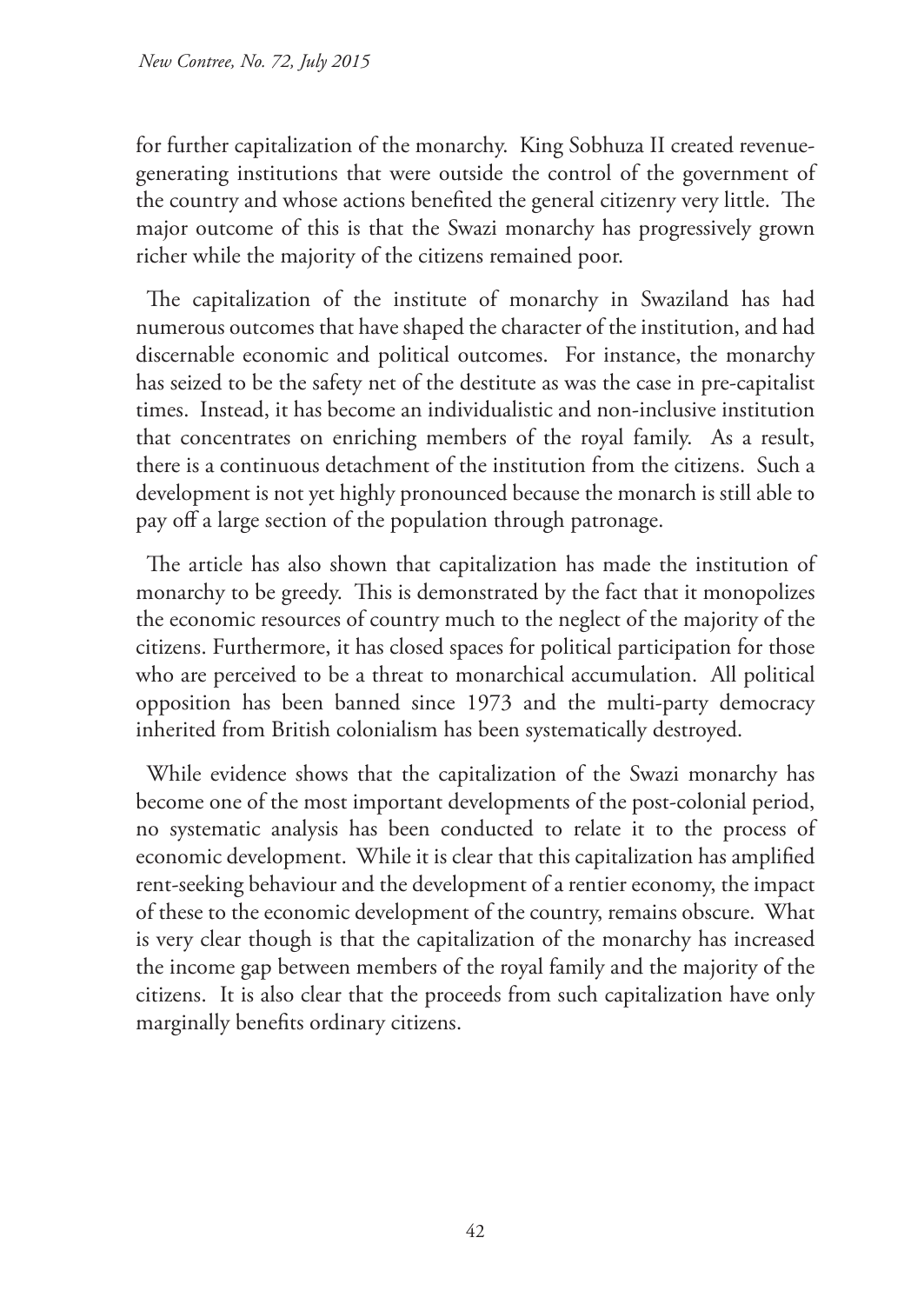for further capitalization of the monarchy. King Sobhuza II created revenue-generating institutions that were outside the control of the government of the country and whose actions benefited the general citizenry very little. The major outcome of this is that the Swazi monarchy has progressively grown richer while the majority of the citizens remained poor.

The capitalization of the institute of monarchy in Swaziland has had numerous outcomes that have shaped the character of the institution, and had discernable economic and political outcomes. For instance, the monarchy has seized to be the safety net of the destitute as was the case in pre-capitalist times. Instead, it has become an individualistic and non-inclusive institution that concentrates on enriching members of the royal family. As a result, there is a continuous detachment of the institution from the citizens. Such a development is not yet highly pronounced because the monarch is still able to pay off a large section of the population through patronage.

The article has also shown that capitalization has made the institution of monarchy to be greedy. This is demonstrated by the fact that it monopolizes the economic resources of country much to the neglect of the majority of the citizens. Furthermore, it has closed spaces for political participation for those who are perceived to be a threat to monarchical accumulation. All political opposition has been banned since 1973 and the multi-party democracy inherited from British colonialism has been systematically destroyed.

While evidence shows that the capitalization of the Swazi monarchy has become one of the most important developments of the post-colonial period, no systematic analysis has been conducted to relate it to the process of economic development. While it is clear that this capitalization has amplified rent-seeking behaviour and the development of a rentier economy, the impact of these to the economic development of the country, remains obscure. What is very clear though is that the capitalization of the monarchy has increased the income gap between members of the royal family and the majority of the citizens. It is also clear that the proceeds from such capitalization have only marginally benefits ordinary citizens.